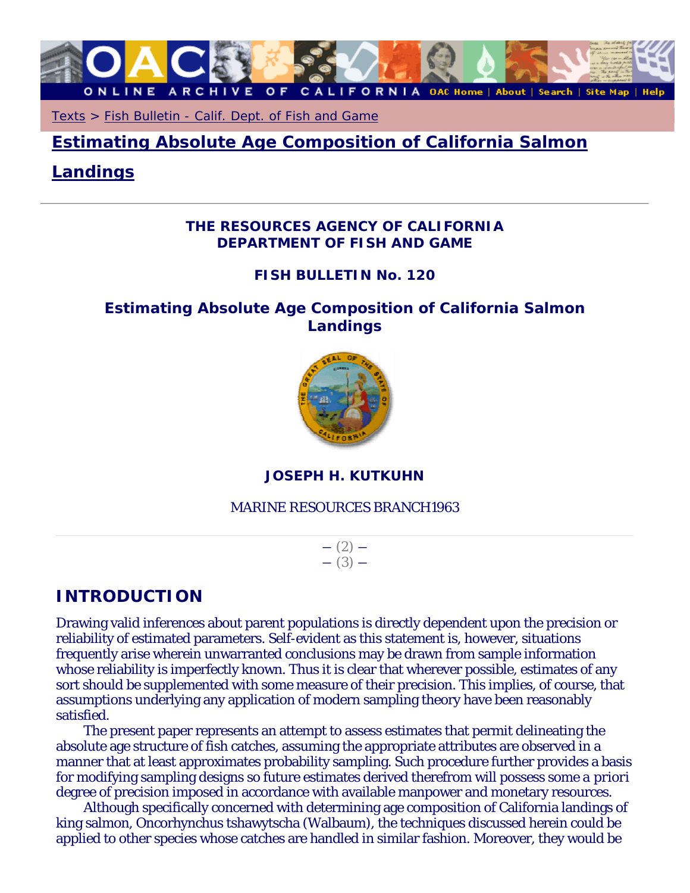Texts > Fish Bulletin - Calif. Dept. of Fish and Game

# Estimating Absolute Age Composition of California Salmon Landings

**THE RESOURCES AGENCY OF CALIFORNIA**
**DEPARTMENT OF FISH AND GAME**

**FISH BULLETIN No. 120**

## Estimating Absolute Age Composition of California Salmon Landings

**JOSEPH H. KUTKUHN**

MARINE RESOURCES BRANCH1963

— (2) —
— (3) —

## INTRODUCTION

Drawing valid inferences about parent populations is directly dependent upon the precision or reliability of estimated parameters. Self-evident as this statement is, however, situations frequently arise wherein unwarranted conclusions may be drawn from sample information whose reliability is imperfectly known. Thus it is clear that wherever possible, estimates of any sort should be supplemented with some measure of their precision. This implies, of course, that assumptions underlying any application of modern sampling theory have been reasonably satisfied.

The present paper represents an attempt to assess estimates that permit delineating the absolute age structure of fish catches, assuming the appropriate attributes are observed in a manner that at least approximates probability sampling. Such procedure further provides a basis for modifying sampling designs so future estimates derived therefrom will possess some a priori degree of precision imposed in accordance with available manpower and monetary resources.

Although specifically concerned with determining age composition of California landings of king salmon, Oncorhynchus tshawytscha (Walbaum), the techniques discussed herein could be applied to other species whose catches are handled in similar fashion. Moreover, they would be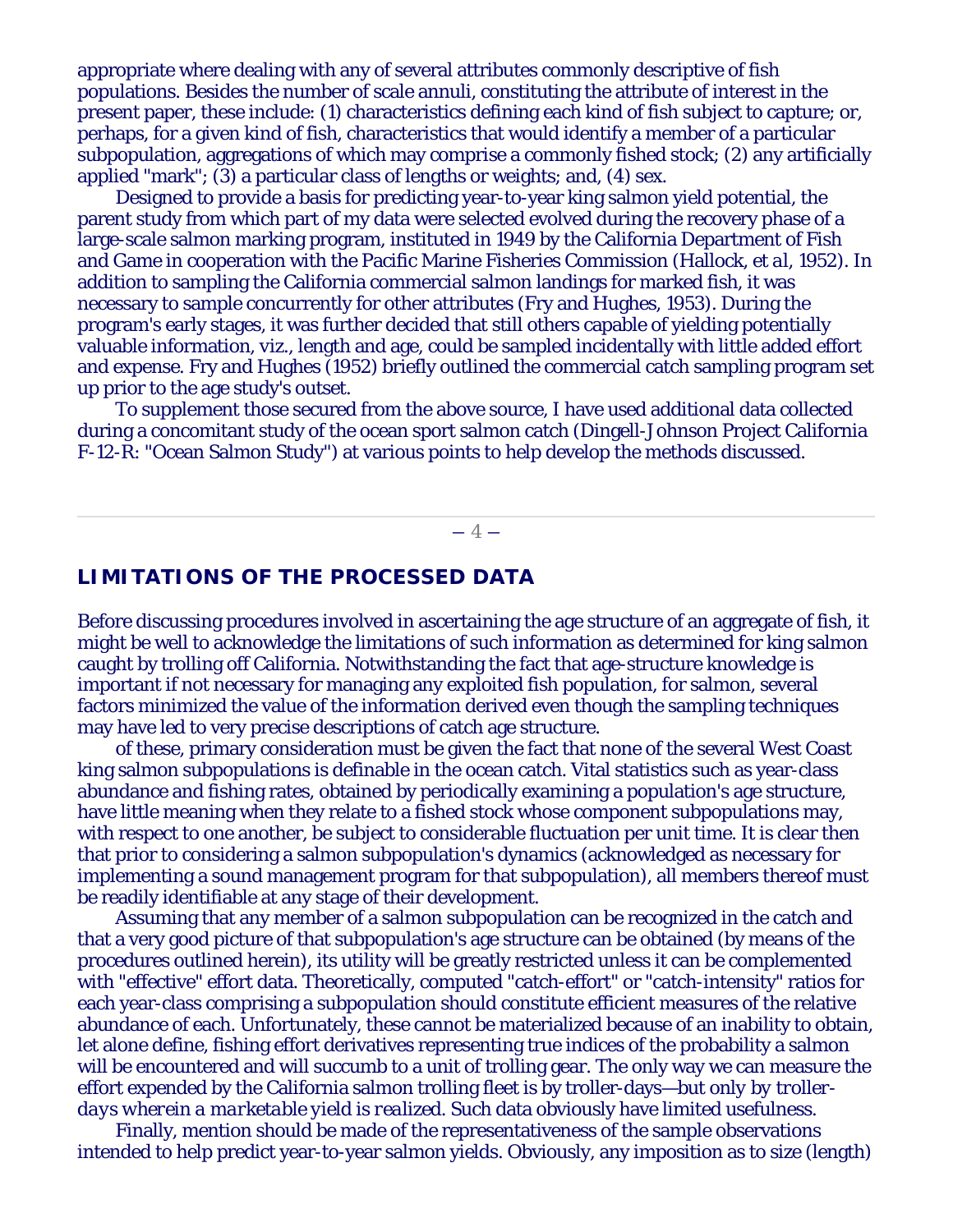appropriate where dealing with any of several attributes commonly descriptive of fish populations. Besides the number of scale annuli, constituting the attribute of interest in the present paper, these include: (1) characteristics defining each kind of fish subject to capture; or, perhaps, for a given kind of fish, characteristics that would identify a member of a particular subpopulation, aggregations of which may comprise a commonly fished stock; (2) any artificially applied "mark"; (3) a particular class of lengths or weights; and, (4) sex.

Designed to provide a basis for predicting year-to-year king salmon yield potential, the parent study from which part of my data were selected evolved during the recovery phase of a large-scale salmon marking program, instituted in 1949 by the California Department of Fish and Game in cooperation with the Pacific Marine Fisheries Commission (Hallock, et al, 1952). In addition to sampling the California commercial salmon landings for marked fish, it was necessary to sample concurrently for other attributes (Fry and Hughes, 1953). During the program's early stages, it was further decided that still others capable of yielding potentially valuable information, viz., length and age, could be sampled incidentally with little added effort and expense. Fry and Hughes (1952) briefly outlined the commercial catch sampling program set up prior to the age study's outset.

To supplement those secured from the above source, I have used additional data collected during a concomitant study of the ocean sport salmon catch (Dingell-Johnson Project California F-12-R: "Ocean Salmon Study") at various points to help develop the methods discussed.

## LIMITATIONS OF THE PROCESSED DATA

Before discussing procedures involved in ascertaining the age structure of an aggregate of fish, it might be well to acknowledge the limitations of such information as determined for king salmon caught by trolling off California. Notwithstanding the fact that age-structure knowledge is important if not necessary for managing any exploited fish population, for salmon, several factors minimized the value of the information derived even though the sampling techniques may have led to very precise descriptions of catch age structure.

of these, primary consideration must be given the fact that none of the several West Coast king salmon subpopulations is definable in the ocean catch. Vital statistics such as year-class abundance and fishing rates, obtained by periodically examining a population's age structure, have little meaning when they relate to a fished stock whose component subpopulations may, with respect to one another, be subject to considerable fluctuation per unit time. It is clear then that prior to considering a salmon subpopulation's dynamics (acknowledged as necessary for implementing a sound management program for that subpopulation), all members thereof must be readily identifiable at any stage of their development.

Assuming that any member of a salmon subpopulation can be recognized in the catch and that a very good picture of that subpopulation's age structure can be obtained (by means of the procedures outlined herein), its utility will be greatly restricted unless it can be complemented with "effective" effort data. Theoretically, computed "catch-effort" or "catch-intensity" ratios for each year-class comprising a subpopulation should constitute efficient measures of the relative abundance of each. Unfortunately, these cannot be materialized because of an inability to obtain, let alone define, fishing effort derivatives representing true indices of the probability a salmon will be encountered and will succumb to a unit of trolling gear. The only way we can measure the effort expended by the California salmon trolling fleet is by troller-days—*but only by troller-days wherein a marketable yield is realized*. Such data obviously have limited usefulness.

Finally, mention should be made of the representativeness of the sample observations intended to help predict year-to-year salmon yields. Obviously, any imposition as to size (length)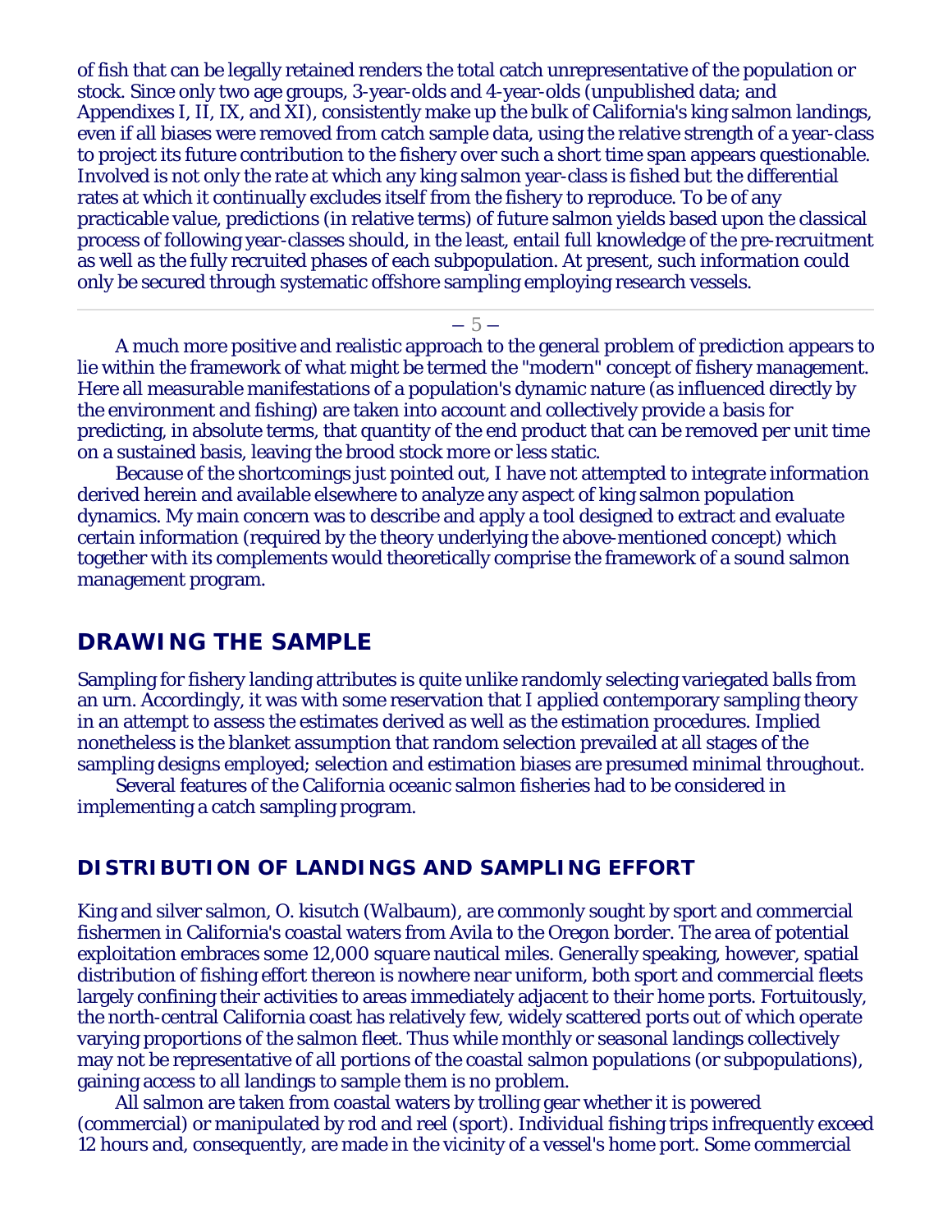of fish that can be legally retained renders the total catch unrepresentative of the population or stock. Since only two age groups, 3-year-olds and 4-year-olds (unpublished data; and Appendixes I, II, IX, and XI), consistently make up the bulk of California's king salmon landings, even if all biases were removed from catch sample data, using the relative strength of a year-class to project its future contribution to the fishery over such a short time span appears questionable. Involved is not only the rate at which any king salmon year-class is fished but the differential rates at which it continually excludes itself from the fishery to reproduce. To be of any practicable value, predictions (in relative terms) of future salmon yields based upon the classical process of following year-classes should, in the least, entail full knowledge of the pre-recruitment as well as the fully recruited phases of each subpopulation. At present, such information could only be secured through systematic offshore sampling employing research vessels.

A much more positive and realistic approach to the general problem of prediction appears to lie within the framework of what might be termed the "modern" concept of fishery management. Here all measurable manifestations of a population's dynamic nature (as influenced directly by the environment and fishing) are taken into account and collectively provide a basis for predicting, in absolute terms, that quantity of the end product that can be removed per unit time on a sustained basis, leaving the brood stock more or less static.

Because of the shortcomings just pointed out, I have not attempted to integrate information derived herein and available elsewhere to analyze any aspect of king salmon population dynamics. My main concern was to describe and apply a tool designed to extract and evaluate certain information (required by the theory underlying the above-mentioned concept) which together with its complements would theoretically comprise the framework of a sound salmon management program.

## DRAWING THE SAMPLE

Sampling for fishery landing attributes is quite unlike randomly selecting variegated balls from an urn. Accordingly, it was with some reservation that I applied contemporary sampling theory in an attempt to assess the estimates derived as well as the estimation procedures. Implied nonetheless is the blanket assumption that random selection prevailed at all stages of the sampling designs employed; selection and estimation biases are presumed minimal throughout.

Several features of the California oceanic salmon fisheries had to be considered in implementing a catch sampling program.

### DISTRIBUTION OF LANDINGS AND SAMPLING EFFORT

King and silver salmon, O. kisutch (Walbaum), are commonly sought by sport and commercial fishermen in California's coastal waters from Avila to the Oregon border. The area of potential exploitation embraces some 12,000 square nautical miles. Generally speaking, however, spatial distribution of fishing effort thereon is nowhere near uniform, both sport and commercial fleets largely confining their activities to areas immediately adjacent to their home ports. Fortuitously, the north-central California coast has relatively few, widely scattered ports out of which operate varying proportions of the salmon fleet. Thus while monthly or seasonal landings collectively may not be representative of all portions of the coastal salmon populations (or subpopulations), gaining access to all landings to sample them is no problem.

All salmon are taken from coastal waters by trolling gear whether it is powered (commercial) or manipulated by rod and reel (sport). Individual fishing trips infrequently exceed 12 hours and, consequently, are made in the vicinity of a vessel's home port. Some commercial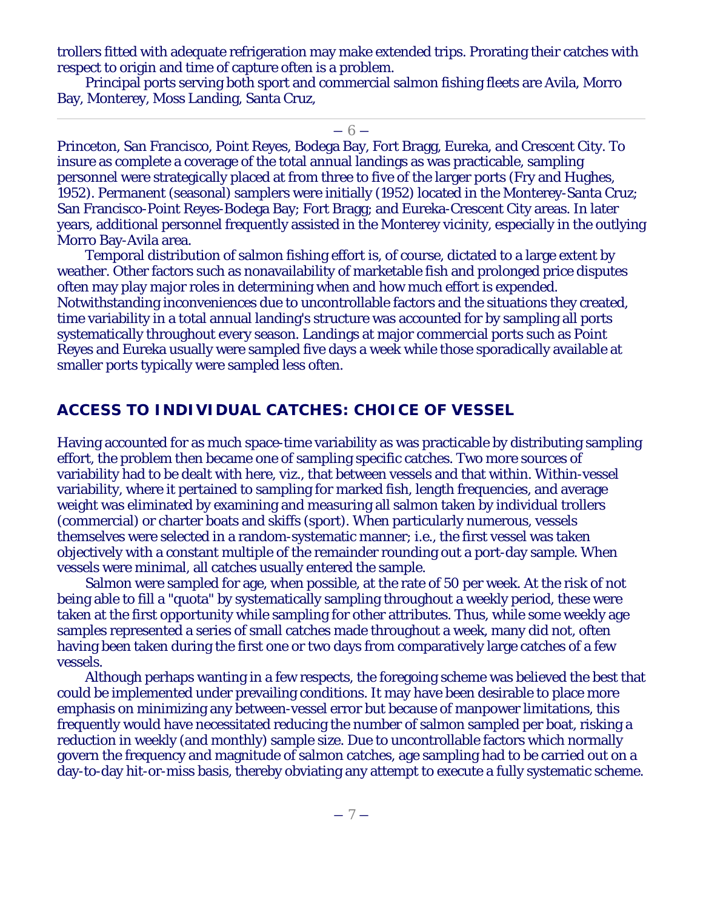trollers fitted with adequate refrigeration may make extended trips. Prorating their catches with respect to origin and time of capture often is a problem.

Principal ports serving both sport and commercial salmon fishing fleets are Avila, Morro Bay, Monterey, Moss Landing, Santa Cruz, Princeton, San Francisco, Point Reyes, Bodega Bay, Fort Bragg, Eureka, and Crescent City. To insure as complete a coverage of the total annual landings as was practicable, sampling personnel were strategically placed at from three to five of the larger ports (Fry and Hughes, 1952). Permanent (seasonal) samplers were initially (1952) located in the Monterey-Santa Cruz; San Francisco-Point Reyes-Bodega Bay; Fort Bragg; and Eureka-Crescent City areas. In later years, additional personnel frequently assisted in the Monterey vicinity, especially in the outlying Morro Bay-Avila area.

Temporal distribution of salmon fishing effort is, of course, dictated to a large extent by weather. Other factors such as nonavailability of marketable fish and prolonged price disputes often may play major roles in determining when and how much effort is expended. Notwithstanding inconveniences due to uncontrollable factors and the situations they created, time variability in a total annual landing's structure was accounted for by sampling all ports systematically throughout every season. Landings at major commercial ports such as Point Reyes and Eureka usually were sampled five days a week while those sporadically available at smaller ports typically were sampled less often.

## ACCESS TO INDIVIDUAL CATCHES: CHOICE OF VESSEL

Having accounted for as much space-time variability as was practicable by distributing sampling effort, the problem then became one of sampling specific catches. Two more sources of variability had to be dealt with here, viz., that between vessels and that within. Within-vessel variability, where it pertained to sampling for marked fish, length frequencies, and average weight was eliminated by examining and measuring all salmon taken by individual trollers (commercial) or charter boats and skiffs (sport). When particularly numerous, vessels themselves were selected in a random-systematic manner; i.e., the first vessel was taken objectively with a constant multiple of the remainder rounding out a port-day sample. When vessels were minimal, all catches usually entered the sample.

Salmon were sampled for age, when possible, at the rate of 50 per week. At the risk of not being able to fill a "quota" by systematically sampling throughout a weekly period, these were taken at the first opportunity while sampling for other attributes. Thus, while some weekly age samples represented a series of small catches made throughout a week, many did not, often having been taken during the first one or two days from comparatively large catches of a few vessels.

Although perhaps wanting in a few respects, the foregoing scheme was believed the best that could be implemented under prevailing conditions. It may have been desirable to place more emphasis on minimizing any between-vessel error but because of manpower limitations, this frequently would have necessitated reducing the number of salmon sampled per boat, risking a reduction in weekly (and monthly) sample size. Due to uncontrollable factors which normally govern the frequency and magnitude of salmon catches, age sampling had to be carried out on a day-to-day hit-or-miss basis, thereby obviating any attempt to execute a fully systematic scheme.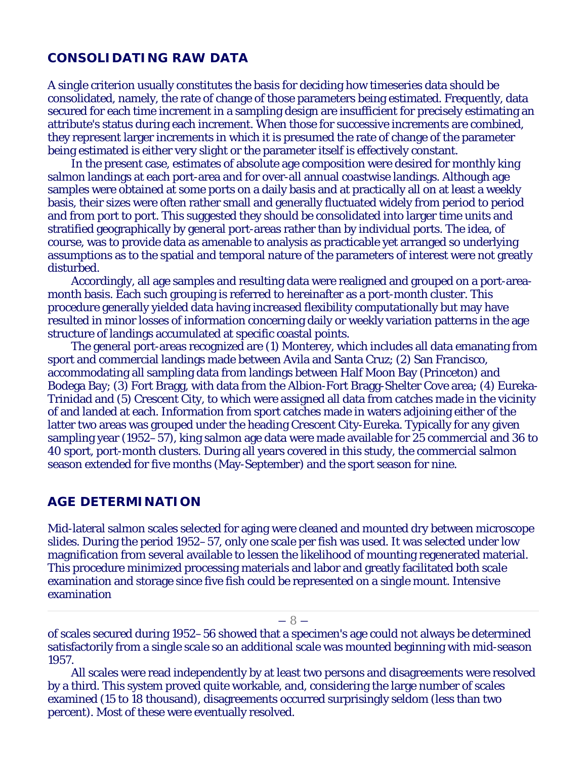## CONSOLIDATING RAW DATA

A single criterion usually constitutes the basis for deciding how timeseries data should be consolidated, namely, the rate of change of those parameters being estimated. Frequently, data secured for each time increment in a sampling design are insufficient for precisely estimating an attribute's status during each increment. When those for successive increments are combined, they represent larger increments in which it is presumed the rate of change of the parameter being estimated is either very slight or the parameter itself is effectively constant.

In the present case, estimates of absolute age composition were desired for monthly king salmon landings at each port-area and for over-all annual coastwise landings. Although age samples were obtained at some ports on a daily basis and at practically all on at least a weekly basis, their sizes were often rather small and generally fluctuated widely from period to period and from port to port. This suggested they should be consolidated into larger time units and stratified geographically by general port-areas rather than by individual ports. The idea, of course, was to provide data as amenable to analysis as practicable yet arranged so underlying assumptions as to the spatial and temporal nature of the parameters of interest were not greatly disturbed.

Accordingly, all age samples and resulting data were realigned and grouped on a port-area-month basis. Each such grouping is referred to hereinafter as a port-month cluster. This procedure generally yielded data having increased flexibility computationally but may have resulted in minor losses of information concerning daily or weekly variation patterns in the age structure of landings accumulated at specific coastal points.

The general port-areas recognized are (1) Monterey, which includes all data emanating from sport and commercial landings made between Avila and Santa Cruz; (2) San Francisco, accommodating all sampling data from landings between Half Moon Bay (Princeton) and Bodega Bay; (3) Fort Bragg, with data from the Albion-Fort Bragg-Shelter Cove area; (4) Eureka-Trinidad and (5) Crescent City, to which were assigned all data from catches made in the vicinity of and landed at each. Information from sport catches made in waters adjoining either of the latter two areas was grouped under the heading Crescent City-Eureka. Typically for any given sampling year (1952–57), king salmon age data were made available for 25 commercial and 36 to 40 sport, port-month clusters. During all years covered in this study, the commercial salmon season extended for five months (May-September) and the sport season for nine.

## AGE DETERMINATION

Mid-lateral salmon scales selected for aging were cleaned and mounted dry between microscope slides. During the period 1952–57, only one scale per fish was used. It was selected under low magnification from several available to lessen the likelihood of mounting regenerated material. This procedure minimized processing materials and labor and greatly facilitated both scale examination and storage since five fish could be represented on a single mount. Intensive examination of scales secured during 1952–56 showed that a specimen's age could not always be determined satisfactorily from a single scale so an additional scale was mounted beginning with mid-season 1957.

All scales were read independently by at least two persons and disagreements were resolved by a third. This system proved quite workable, and, considering the large number of scales examined (15 to 18 thousand), disagreements occurred surprisingly seldom (less than two percent). Most of these were eventually resolved.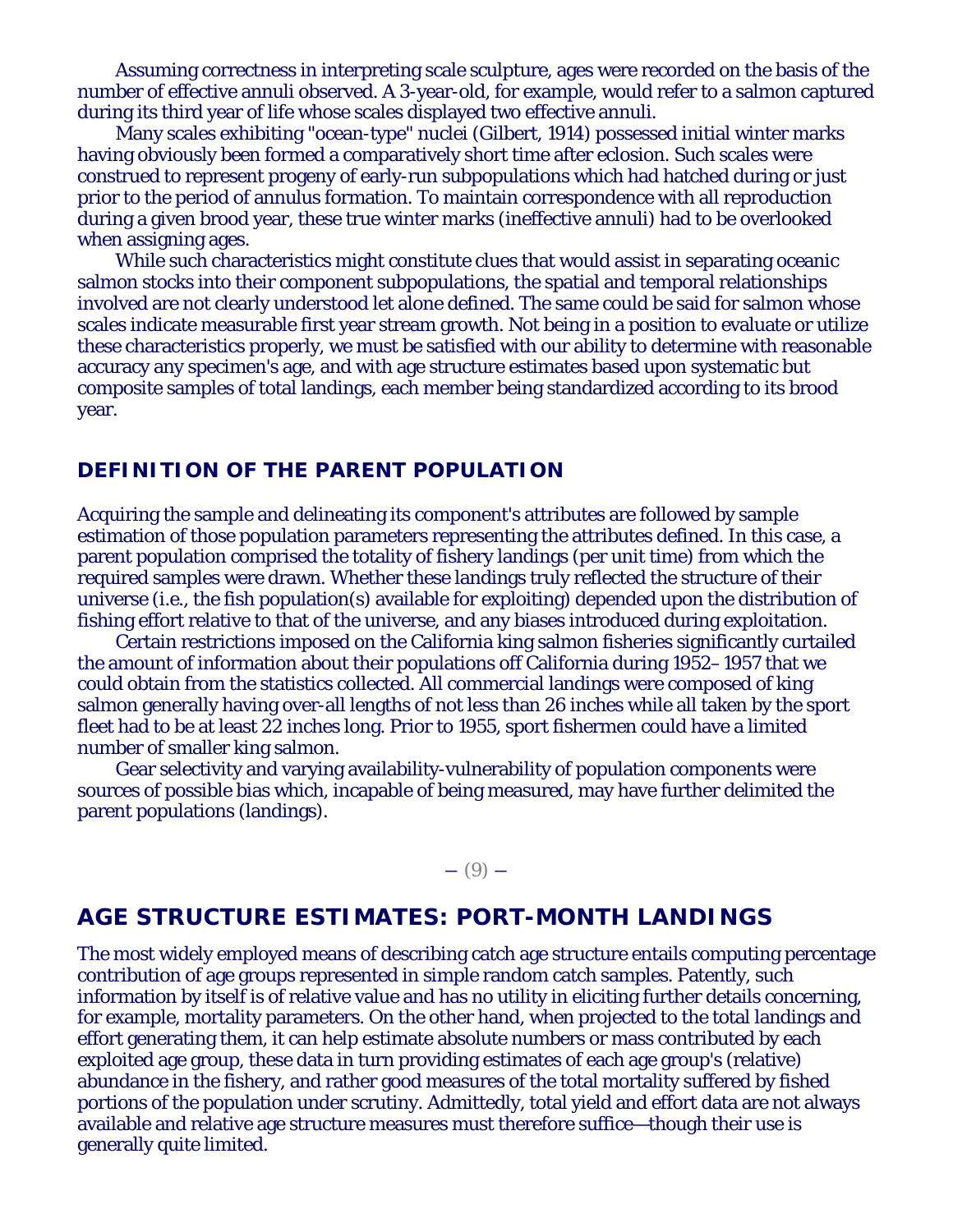Assuming correctness in interpreting scale sculpture, ages were recorded on the basis of the number of effective annuli observed. A 3-year-old, for example, would refer to a salmon captured during its third year of life whose scales displayed two effective annuli.

Many scales exhibiting "ocean-type" nuclei (Gilbert, 1914) possessed initial winter marks having obviously been formed a comparatively short time after eclosion. Such scales were construed to represent progeny of early-run subpopulations which had hatched during or just prior to the period of annulus formation. To maintain correspondence with all reproduction during a given brood year, these true winter marks (ineffective annuli) had to be overlooked when assigning ages.

While such characteristics might constitute clues that would assist in separating oceanic salmon stocks into their component subpopulations, the spatial and temporal relationships involved are not clearly understood let alone defined. The same could be said for salmon whose scales indicate measurable first year stream growth. Not being in a position to evaluate or utilize these characteristics properly, we must be satisfied with our ability to determine with reasonable accuracy any specimen's age, and with age structure estimates based upon systematic but composite samples of total landings, each member being standardized according to its brood year.

## DEFINITION OF THE PARENT POPULATION

Acquiring the sample and delineating its component's attributes are followed by sample estimation of those population parameters representing the attributes defined. In this case, a parent population comprised the totality of fishery landings (per unit time) from which the required samples were drawn. Whether these landings truly reflected the structure of their universe (i.e., the fish population(s) available for exploiting) depended upon the distribution of fishing effort relative to that of the universe, and any biases introduced during exploitation.

Certain restrictions imposed on the California king salmon fisheries significantly curtailed the amount of information about their populations off California during 1952–1957 that we could obtain from the statistics collected. All commercial landings were composed of king salmon generally having over-all lengths of not less than 26 inches while all taken by the sport fleet had to be at least 22 inches long. Prior to 1955, sport fishermen could have a limited number of smaller king salmon.

Gear selectivity and varying availability-vulnerability of population components were sources of possible bias which, incapable of being measured, may have further delimited the parent populations (landings).

## AGE STRUCTURE ESTIMATES: PORT-MONTH LANDINGS

The most widely employed means of describing catch age structure entails computing percentage contribution of age groups represented in simple random catch samples. Patently, such information by itself is of relative value and has no utility in eliciting further details concerning, for example, mortality parameters. On the other hand, when projected to the total landings and effort generating them, it can help estimate absolute numbers or mass contributed by each exploited age group, these data in turn providing estimates of each age group's (relative) abundance in the fishery, and rather good measures of the total mortality suffered by fished portions of the population under scrutiny. Admittedly, total yield and effort data are not always available and relative age structure measures must therefore suffice—though their use is generally quite limited.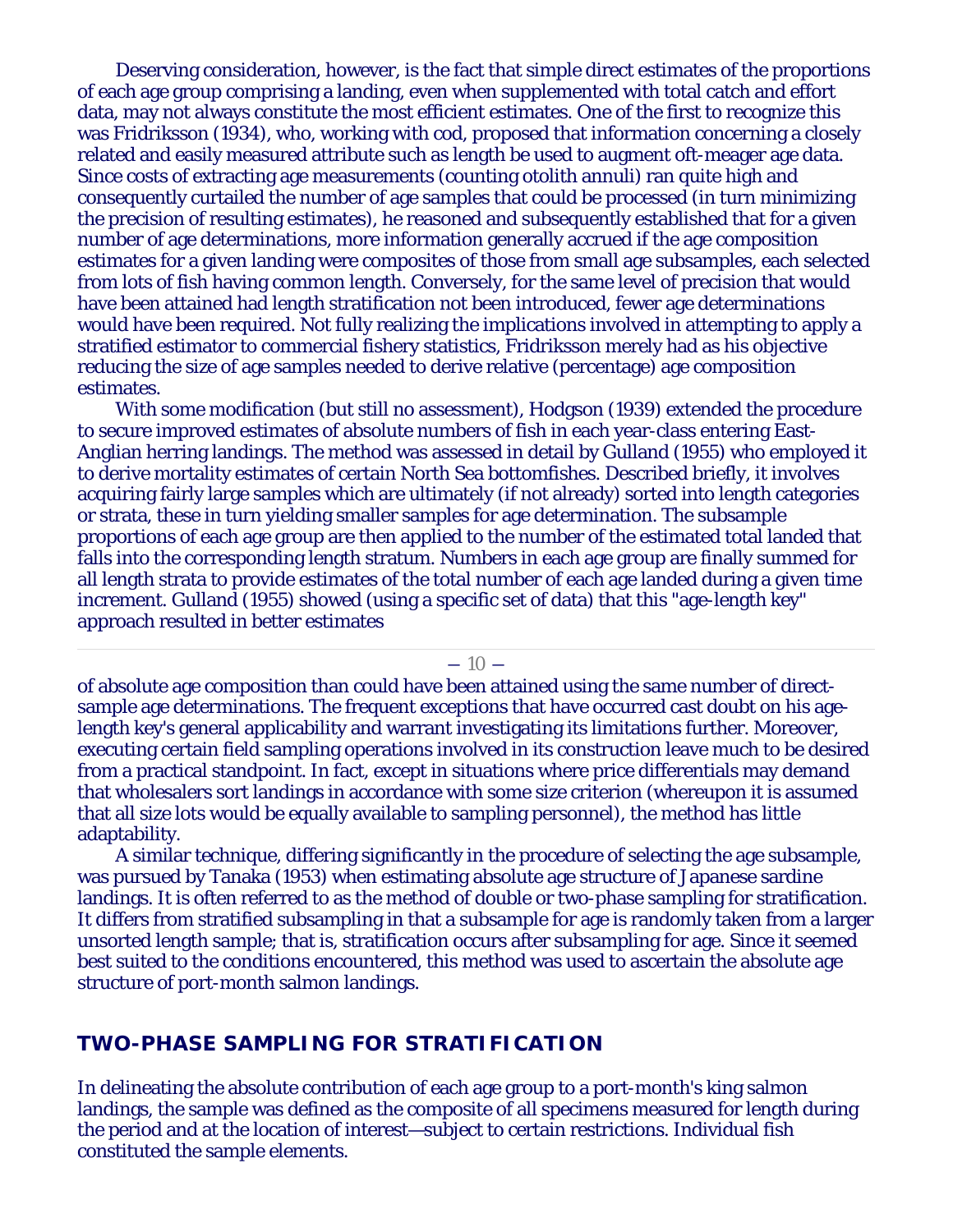Deserving consideration, however, is the fact that simple direct estimates of the proportions of each age group comprising a landing, even when supplemented with total catch and effort data, may not always constitute the most efficient estimates. One of the first to recognize this was Fridriksson (1934), who, working with cod, proposed that information concerning a closely related and easily measured attribute such as length be used to augment oft-meager age data. Since costs of extracting age measurements (counting otolith annuli) ran quite high and consequently curtailed the number of age samples that could be processed (in turn minimizing the precision of resulting estimates), he reasoned and subsequently established that for a given number of age determinations, more information generally accrued if the age composition estimates for a given landing were composites of those from small age subsamples, each selected from lots of fish having common length. Conversely, for the same level of precision that would have been attained had length stratification not been introduced, fewer age determinations would have been required. Not fully realizing the implications involved in attempting to apply a stratified estimator to commercial fishery statistics, Fridriksson merely had as his objective reducing the size of age samples needed to derive relative (percentage) age composition estimates.

With some modification (but still no assessment), Hodgson (1939) extended the procedure to secure improved estimates of absolute numbers of fish in each year-class entering East-Anglian herring landings. The method was assessed in detail by Gulland (1955) who employed it to derive mortality estimates of certain North Sea bottomfishes. Described briefly, it involves acquiring fairly large samples which are ultimately (if not already) sorted into length categories or strata, these in turn yielding smaller samples for age determination. The subsample proportions of each age group are then applied to the number of the estimated total landed that falls into the corresponding length stratum. Numbers in each age group are finally summed for all length strata to provide estimates of the total number of each age landed during a given time increment. Gulland (1955) showed (using a specific set of data) that this "age-length key" approach resulted in better estimates of absolute age composition than could have been attained using the same number of direct-sample age determinations. The frequent exceptions that have occurred cast doubt on his age-length key's general applicability and warrant investigating its limitations further. Moreover, executing certain field sampling operations involved in its construction leave much to be desired from a practical standpoint. In fact, except in situations where price differentials may demand that wholesalers sort landings in accordance with some size criterion (whereupon it is assumed that all size lots would be equally available to sampling personnel), the method has little adaptability.

A similar technique, differing significantly in the procedure of selecting the age subsample, was pursued by Tanaka (1953) when estimating absolute age structure of Japanese sardine landings. It is often referred to as the method of double or two-phase sampling for stratification. It differs from stratified subsampling in that a subsample for age is randomly taken from a larger unsorted length sample; that is, stratification occurs after subsampling for age. Since it seemed best suited to the conditions encountered, this method was used to ascertain the absolute age structure of port-month salmon landings.

## TWO-PHASE SAMPLING FOR STRATIFICATION

In delineating the absolute contribution of each age group to a port-month's king salmon landings, the sample was defined as the composite of all specimens measured for length during the period and at the location of interest—subject to certain restrictions. Individual fish constituted the sample elements.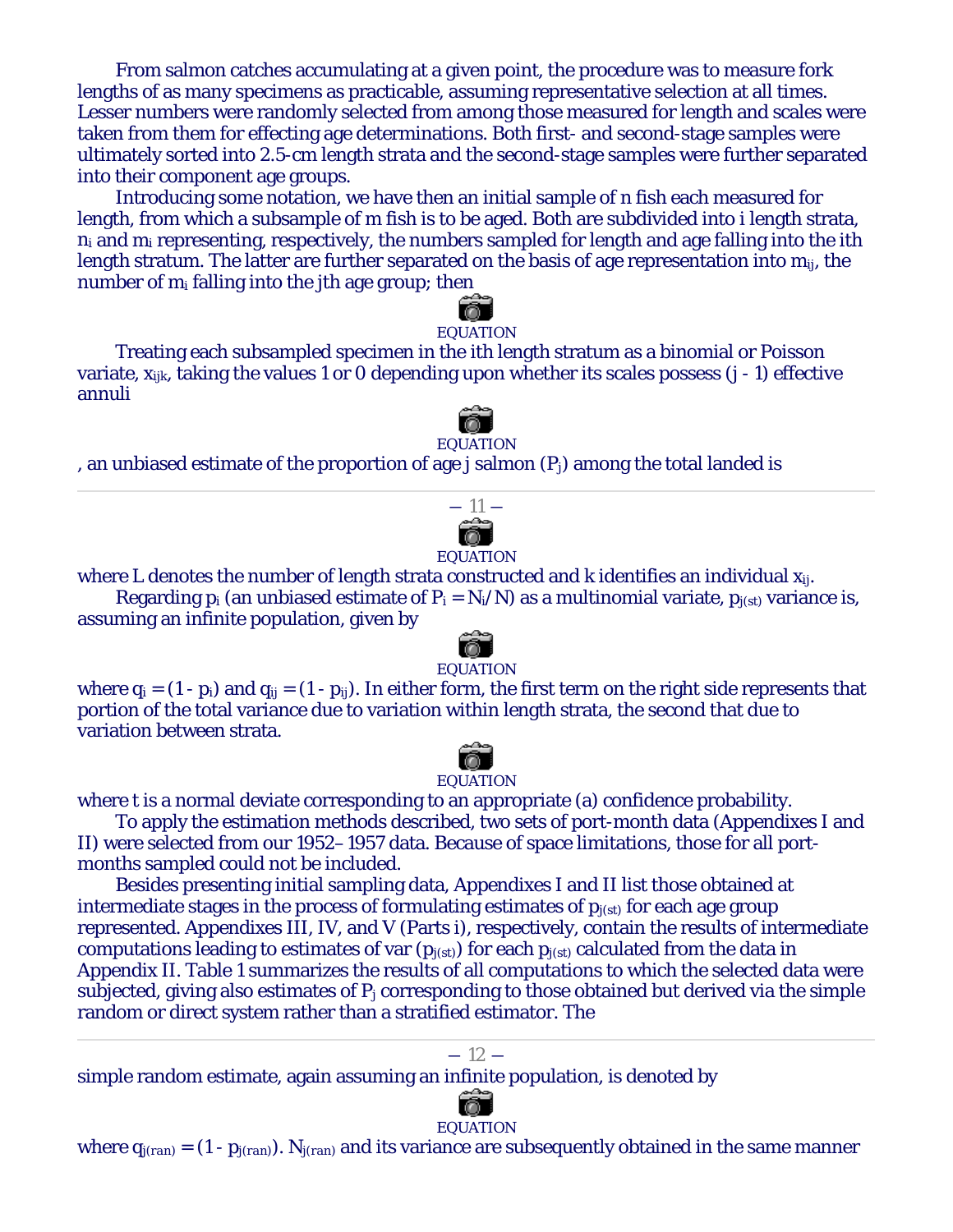From salmon catches accumulating at a given point, the procedure was to measure fork lengths of as many specimens as practicable, assuming representative selection at all times. Lesser numbers were randomly selected from among those measured for length and scales were taken from them for effecting age determinations. Both first- and second-stage samples were ultimately sorted into 2.5-cm length strata and the second-stage samples were further separated into their component age groups.

Introducing some notation, we have then an initial sample of n fish each measured for length, from which a subsample of m fish is to be aged. Both are subdivided into i length strata, $n_i$ and $m_i$ representing, respectively, the numbers sampled for length and age falling into the ith length stratum. The latter are further separated on the basis of age representation into $m_{ij}$, the number of $m_i$ falling into the jth age group; then

EQUATION

Treating each subsampled specimen in the ith length stratum as a binomial or Poisson variate, $x_{ijk}$, taking the values 1 or 0 depending upon whether its scales possess (j - 1) effective annuli

EQUATION

, an unbiased estimate of the proportion of age j salmon ($P_j$) among the total landed is

EQUATION

where L denotes the number of length strata constructed and k identifies an individual $x_{ij}$.

Regarding $p_i$ (an unbiased estimate of $P_i = N_i/N$) as a multinomial variate, $p_{j(st)}$ variance is, assuming an infinite population, given by

EQUATION

where $q_i = (1 - p_i)$ and $q_{ij} = (1 - p_{ij})$. In either form, the first term on the right side represents that portion of the total variance due to variation within length strata, the second that due to variation between strata.

EQUATION

where t is a normal deviate corresponding to an appropriate (a) confidence probability.

To apply the estimation methods described, two sets of port-month data (Appendixes I and II) were selected from our 1952–1957 data. Because of space limitations, those for all port-months sampled could not be included.

Besides presenting initial sampling data, Appendixes I and II list those obtained at intermediate stages in the process of formulating estimates of $p_{j(st)}$ for each age group represented. Appendixes III, IV, and V (Parts i), respectively, contain the results of intermediate computations leading to estimates of var ($p_{j(st)}$) for each $p_{j(st)}$ calculated from the data in Appendix II. Table 1 summarizes the results of all computations to which the selected data were subjected, giving also estimates of $P_j$ corresponding to those obtained but derived via the simple random or direct system rather than a stratified estimator. The simple random estimate, again assuming an infinite population, is denoted by

EQUATION

where $q_{j(ran)} = (1 - p_{j(ran)})$. $N_{j(ran)}$ and its variance are subsequently obtained in the same manner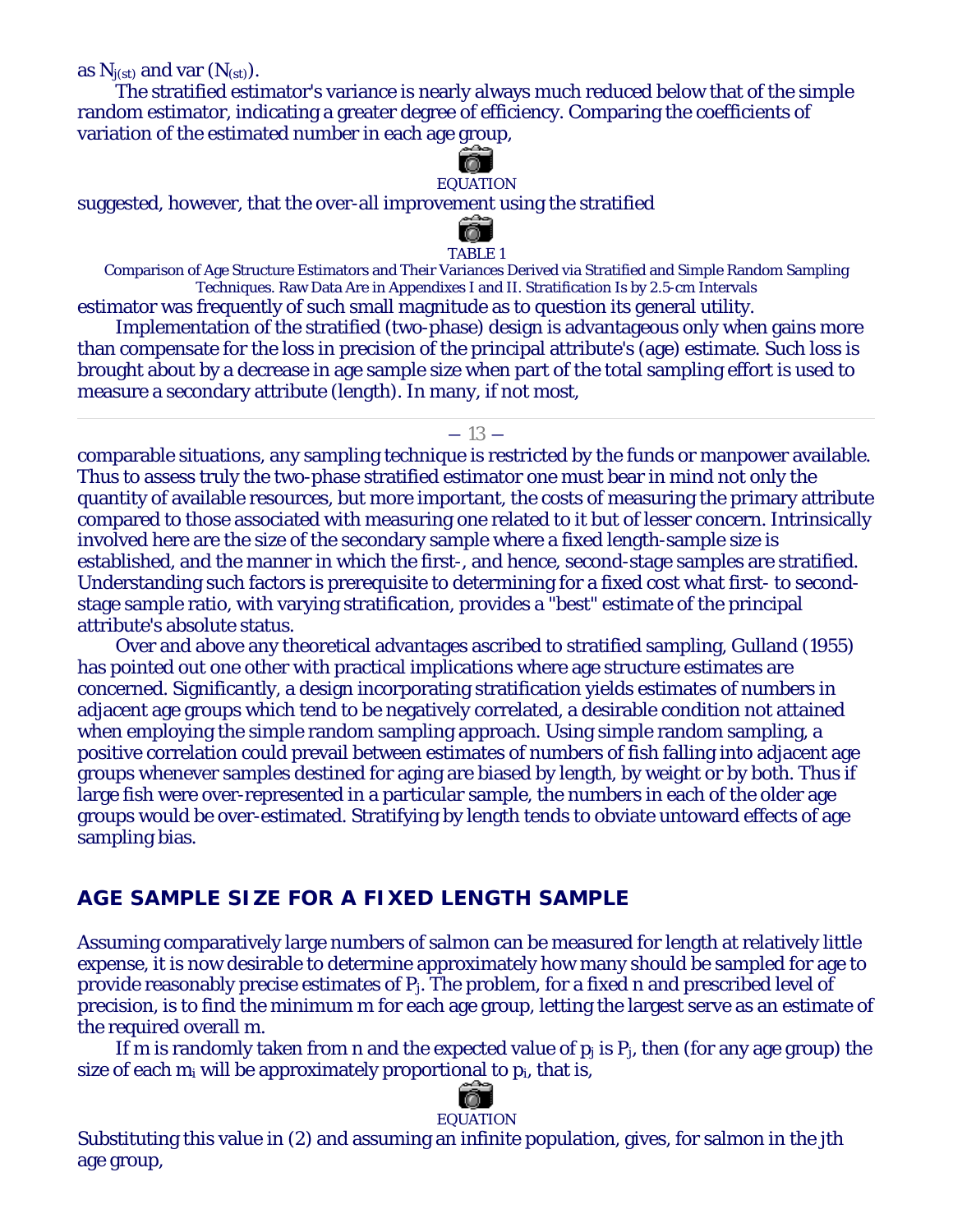as $N_{j(st)}$ and var $(N_{(st)})$.

The stratified estimator's variance is nearly always much reduced below that of the simple random estimator, indicating a greater degree of efficiency. Comparing the coefficients of variation of the estimated number in each age group,

EQUATION

suggested, however, that the over-all improvement using the stratified

TABLE 1

Comparison of Age Structure Estimators and Their Variances Derived via Stratified and Simple Random Sampling Techniques. Raw Data Are in Appendixes I and II. Stratification Is by 2.5-cm Intervals

estimator was frequently of such small magnitude as to question its general utility.

Implementation of the stratified (two-phase) design is advantageous only when gains more than compensate for the loss in precision of the principal attribute's (age) estimate. Such loss is brought about by a decrease in age sample size when part of the total sampling effort is used to measure a secondary attribute (length). In many, if not most, comparable situations, any sampling technique is restricted by the funds or manpower available. Thus to assess truly the two-phase stratified estimator one must bear in mind not only the quantity of available resources, but more important, the costs of measuring the primary attribute compared to those associated with measuring one related to it but of lesser concern. Intrinsically involved here are the size of the secondary sample where a fixed length-sample size is established, and the manner in which the first-, and hence, second-stage samples are stratified. Understanding such factors is prerequisite to determining for a fixed cost what first- to second-stage sample ratio, with varying stratification, provides a "best" estimate of the principal attribute's absolute status.

Over and above any theoretical advantages ascribed to stratified sampling, Gulland (1955) has pointed out one other with practical implications where age structure estimates are concerned. Significantly, a design incorporating stratification yields estimates of numbers in adjacent age groups which tend to be negatively correlated, a desirable condition not attained when employing the simple random sampling approach. Using simple random sampling, a positive correlation could prevail between estimates of numbers of fish falling into adjacent age groups whenever samples destined for aging are biased by length, by weight or by both. Thus if large fish were over-represented in a particular sample, the numbers in each of the older age groups would be over-estimated. Stratifying by length tends to obviate untoward effects of age sampling bias.

## AGE SAMPLE SIZE FOR A FIXED LENGTH SAMPLE

Assuming comparatively large numbers of salmon can be measured for length at relatively little expense, it is now desirable to determine approximately how many should be sampled for age to provide reasonably precise estimates of $P_j$. The problem, for a fixed n and prescribed level of precision, is to find the minimum m for each age group, letting the largest serve as an estimate of the required overall m.

If m is randomly taken from n and the expected value of $p_j$ is $P_j$, then (for any age group) the size of each $m_i$ will be approximately proportional to $p_i$, that is,

EQUATION

Substituting this value in (2) and assuming an infinite population, gives, for salmon in the jth age group,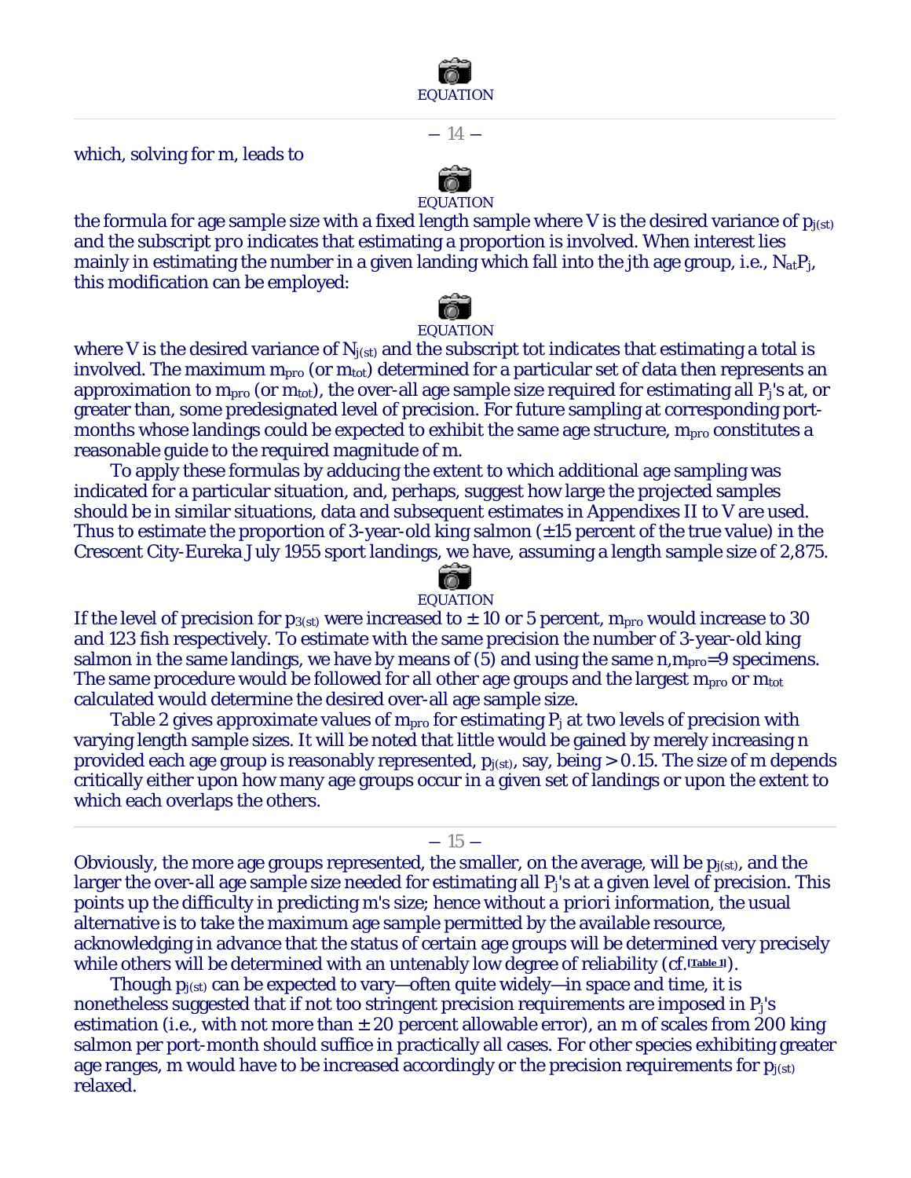EQUATION

which, solving for m, leads to

EQUATION

the formula for age sample size with a fixed length sample where V is the desired variance of $p_{j(st)}$ and the subscript pro indicates that estimating a proportion is involved. When interest lies mainly in estimating the number in a given landing which fall into the jth age group, i.e., $N_{at}P_j$, this modification can be employed:

EQUATION

where V is the desired variance of $N_{j(st)}$ and the subscript tot indicates that estimating a total is involved. The maximum $m_{pro}$ (or $m_{tot}$) determined for a particular set of data then represents an approximation to $m_{pro}$ (or $m_{tot}$), the over-all age sample size required for estimating all $P_j$'s at, or greater than, some predesignated level of precision. For future sampling at corresponding port-months whose landings could be expected to exhibit the same age structure, $m_{pro}$ constitutes a reasonable guide to the required magnitude of m.

To apply these formulas by adducing the extent to which additional age sampling was indicated for a particular situation, and, perhaps, suggest how large the projected samples should be in similar situations, data and subsequent estimates in Appendixes II to V are used. Thus to estimate the proportion of 3-year-old king salmon (±15 percent of the true value) in the Crescent City-Eureka July 1955 sport landings, we have, assuming a length sample size of 2,875.

EQUATION

If the level of precision for $p_{3(st)}$ were increased to ± 10 or 5 percent, $m_{pro}$ would increase to 30 and 123 fish respectively. To estimate with the same precision the number of 3-year-old king salmon in the same landings, we have by means of (5) and using the same n,$m_{pro}$=9 specimens. The same procedure would be followed for all other age groups and the largest $m_{pro}$ or $m_{tot}$ calculated would determine the desired over-all age sample size.

Table 2 gives approximate values of $m_{pro}$ for estimating $P_j$ at two levels of precision with varying length sample sizes. It will be noted that little would be gained by merely increasing n provided each age group is reasonably represented, $p_{j(st)}$, say, being > 0.15. The size of m depends critically either upon how many age groups occur in a given set of landings or upon the extent to which each overlaps the others.

Obviously, the more age groups represented, the smaller, on the average, will be $p_{j(st)}$, and the larger the over-all age sample size needed for estimating all $P_j$'s at a given level of precision. This points up the difficulty in predicting m's size; hence without *a priori* information, the usual alternative is to take the maximum age sample permitted by the available resource, acknowledging in advance that the status of certain age groups will be determined very precisely while others will be determined with an untenably low degree of reliability (cf.[Table 1]).

Though $p_{j(st)}$ can be expected to vary—often quite widely—in space and time, it is nonetheless suggested that if not too stringent precision requirements are imposed in $P_j$'s estimation (i.e., with not more than ± 20 percent allowable error), an m of scales from 200 king salmon per port-month should suffice in practically all cases. For other species exhibiting greater age ranges, m would have to be increased accordingly or the precision requirements for $p_{j(st)}$ relaxed.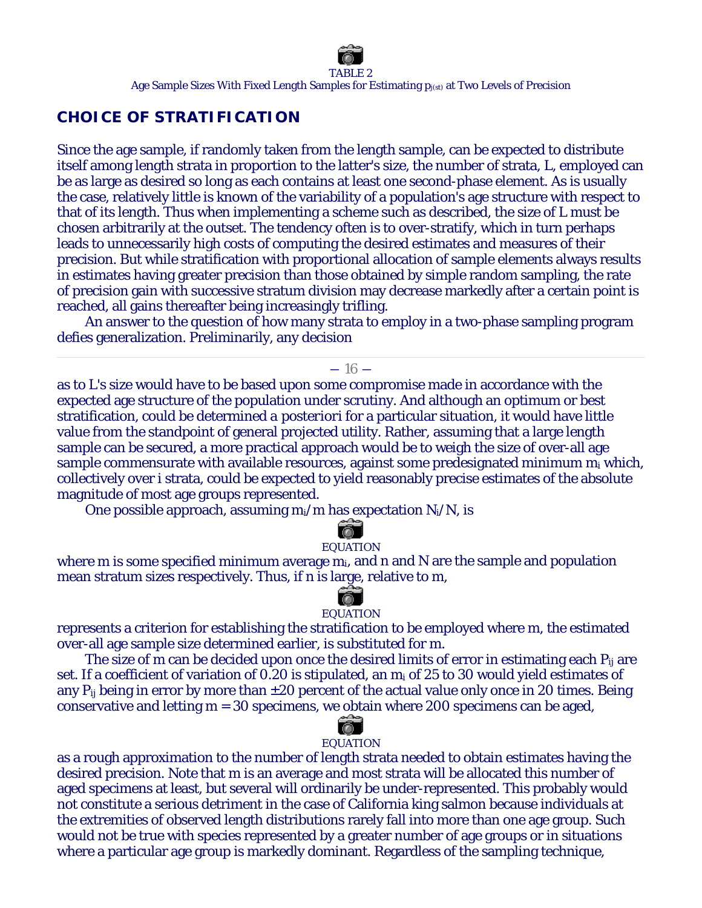TABLE 2

Age Sample Sizes With Fixed Length Samples for Estimating $p_{j(st)}$ at Two Levels of Precision

## CHOICE OF STRATIFICATION

Since the age sample, if randomly taken from the length sample, can be expected to distribute itself among length strata in proportion to the latter's size, the number of strata, L, employed can be as large as desired so long as each contains at least one second-phase element. As is usually the case, relatively little is known of the variability of a population's age structure with respect to that of its length. Thus when implementing a scheme such as described, the size of L must be chosen arbitrarily at the outset. The tendency often is to over-stratify, which in turn perhaps leads to unnecessarily high costs of computing the desired estimates and measures of their precision. But while stratification with proportional allocation of sample elements always results in estimates having greater precision than those obtained by simple random sampling, the rate of precision gain with successive stratum division may decrease markedly after a certain point is reached, all gains thereafter being increasingly trifling.

An answer to the question of how many strata to employ in a two-phase sampling program defies generalization. Preliminarily, any decision as to L's size would have to be based upon some compromise made in accordance with the expected age structure of the population under scrutiny. And although an optimum or best stratification, could be determined a posteriori for a particular situation, it would have little value from the standpoint of general projected utility. Rather, assuming that a large length sample can be secured, a more practical approach would be to weigh the size of over-all age sample commensurate with available resources, against some predesignated minimum $m_i$ which, collectively over i strata, could be expected to yield reasonably precise estimates of the absolute magnitude of most age groups represented.

One possible approach, assuming $m_i/m$ has expectation $N_i/N$, is

EQUATION

where m is some specified minimum average $m_i$, and n and N are the sample and population mean stratum sizes respectively. Thus, if n is large, relative to m,

EQUATION

represents a criterion for establishing the stratification to be employed where m, the estimated over-all age sample size determined earlier, is substituted for m.

The size of m can be decided upon once the desired limits of error in estimating each $P_{ij}$ are set. If a coefficient of variation of 0.20 is stipulated, an $m_i$ of 25 to 30 would yield estimates of any $P_{ij}$ being in error by more than ±20 percent of the actual value only once in 20 times. Being conservative and letting m = 30 specimens, we obtain where 200 specimens can be aged,

EQUATION

as a rough approximation to the number of length strata needed to obtain estimates having the desired precision. Note that m is an average and most strata will be allocated this number of aged specimens at least, but several will ordinarily be under-represented. This probably would not constitute a serious detriment in the case of California king salmon because individuals at the extremities of observed length distributions rarely fall into more than one age group. Such would not be true with species represented by a greater number of age groups or in situations where a particular age group is markedly dominant. Regardless of the sampling technique,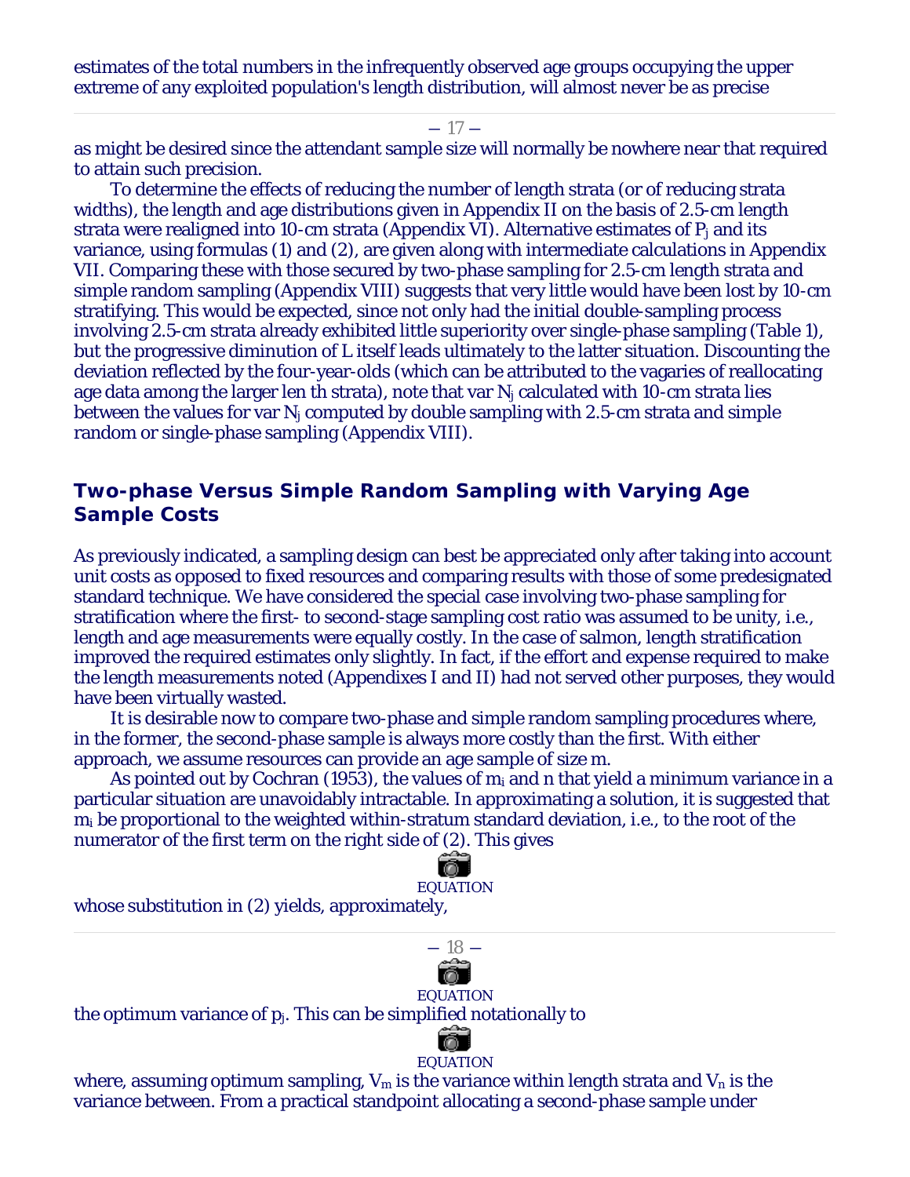estimates of the total numbers in the infrequently observed age groups occupying the upper extreme of any exploited population's length distribution, will almost never be as precise

as might be desired since the attendant sample size will normally be nowhere near that required to attain such precision.

To determine the effects of reducing the number of length strata (or of reducing strata widths), the length and age distributions given in Appendix II on the basis of 2.5-cm length strata were realigned into 10-cm strata (Appendix VI). Alternative estimates of $P_j$ and its variance, using formulas (1) and (2), are given along with intermediate calculations in Appendix VII. Comparing these with those secured by two-phase sampling for 2.5-cm length strata and simple random sampling (Appendix VIII) suggests that very little would have been lost by 10-cm stratifying. This would be expected, since not only had the initial double-sampling process involving 2.5-cm strata already exhibited little superiority over single-phase sampling (Table 1), but the progressive diminution of L itself leads ultimately to the latter situation. Discounting the deviation reflected by the four-year-olds (which can be attributed to the vagaries of reallocating age data among the larger len th strata), note that var $N_j$ calculated with 10-cm strata lies between the values for var $N_j$ computed by double sampling with 2.5-cm strata and simple random or single-phase sampling (Appendix VIII).

## Two-phase Versus Simple Random Sampling with Varying Age Sample Costs

As previously indicated, a sampling design can best be appreciated only after taking into account unit costs as opposed to fixed resources and comparing results with those of some predesignated standard technique. We have considered the special case involving two-phase sampling for stratification where the first- to second-stage sampling cost ratio was assumed to be unity, i.e., length and age measurements were equally costly. In the case of salmon, length stratification improved the required estimates only slightly. In fact, if the effort and expense required to make the length measurements noted (Appendixes I and II) had not served other purposes, they would have been virtually wasted.

It is desirable now to compare two-phase and simple random sampling procedures where, in the former, the second-phase sample is always more costly than the first. With either approach, we assume resources can provide an age sample of size m.

As pointed out by Cochran (1953), the values of $m_i$ and n that yield a minimum variance in a particular situation are unavoidably intractable. In approximating a solution, it is suggested that $m_i$ be proportional to the weighted within-stratum standard deviation, i.e., to the root of the numerator of the first term on the right side of (2). This gives

EQUATION

whose substitution in (2) yields, approximately,

EQUATION

the optimum variance of $p_j$. This can be simplified notationally to

EQUATION

where, assuming optimum sampling, $V_m$ is the variance within length strata and $V_n$ is the variance between. From a practical standpoint allocating a second-phase sample under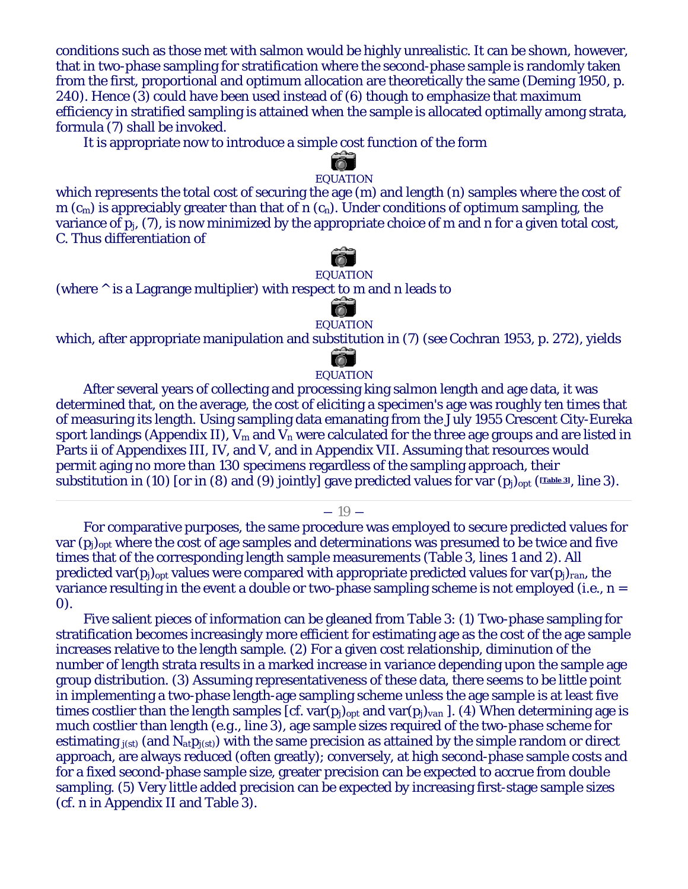conditions such as those met with salmon would be highly unrealistic. It can be shown, however, that in two-phase sampling for stratification where the second-phase sample is randomly taken from the first, proportional and optimum allocation are theoretically the same (Deming 1950, p. 240). Hence (3) could have been used instead of (6) though to emphasize that maximum efficiency in stratified sampling is attained when the sample is allocated optimally among strata, formula (7) shall be invoked.

It is appropriate now to introduce a simple cost function of the form

EQUATION

which represents the total cost of securing the age (m) and length (n) samples where the cost of m ($c_m$) is appreciably greater than that of n ($c_n$). Under conditions of optimum sampling, the variance of $p_j$, (7), is now minimized by the appropriate choice of m and n for a given total cost, C. Thus differentiation of

EQUATION

(where ^ is a Lagrange multiplier) with respect to m and n leads to

EQUATION

which, after appropriate manipulation and substitution in (7) (see Cochran 1953, p. 272), yields

EQUATION

After several years of collecting and processing king salmon length and age data, it was determined that, on the average, the cost of eliciting a specimen's age was roughly ten times that of measuring its length. Using sampling data emanating from the July 1955 Crescent City-Eureka sport landings (Appendix II), $V_m$ and $V_n$ were calculated for the three age groups and are listed in Parts ii of Appendixes III, IV, and V, and in Appendix VII. Assuming that resources would permit aging no more than 130 specimens regardless of the sampling approach, their substitution in (10) [or in (8) and (9) jointly] gave predicted values for var $(p_j)_{opt}$ ([Table 3], line 3).

For comparative purposes, the same procedure was employed to secure predicted values for var $(p_j)_{opt}$ where the cost of age samples and determinations was presumed to be twice and five times that of the corresponding length sample measurements (Table 3, lines 1 and 2). All predicted var$(p_j)_{opt}$ values were compared with appropriate predicted values for var$(p_j)_{ran}$, the variance resulting in the event a double or two-phase sampling scheme is not employed (i.e., n = 0).

Five salient pieces of information can be gleaned from Table 3: (1) Two-phase sampling for stratification becomes increasingly more efficient for estimating age as the cost of the age sample increases relative to the length sample. (2) For a given cost relationship, diminution of the number of length strata results in a marked increase in variance depending upon the sample age group distribution. (3) Assuming representativeness of these data, there seems to be little point in implementing a two-phase length-age sampling scheme unless the age sample is at least five times costlier than the length samples [cf. var$(p_j)_{opt}$ and var$(p_j)_{van}$ ]. (4) When determining age is much costlier than length (e.g., line 3), age sample sizes required of the two-phase scheme for estimating $_{j(st)}$ (and $N_{at}p_{j(st)}$) with the same precision as attained by the simple random or direct approach, are always reduced (often greatly); conversely, at high second-phase sample costs and for a fixed second-phase sample size, greater precision can be expected to accrue from double sampling. (5) Very little added precision can be expected by increasing first-stage sample sizes (cf. n in Appendix II and Table 3).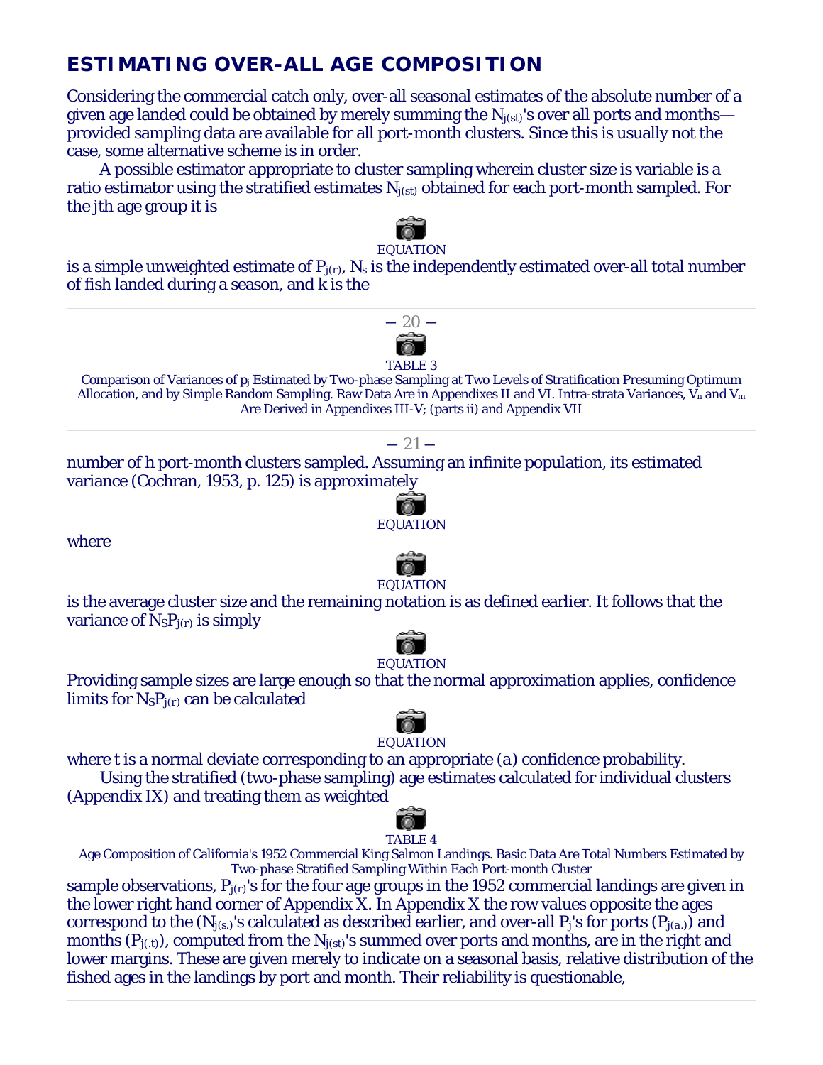## ESTIMATING OVER-ALL AGE COMPOSITION

Considering the commercial catch only, over-all seasonal estimates of the absolute number of a given age landed could be obtained by merely summing the $N_{j(st)}$'s over all ports and months—provided sampling data are available for all port-month clusters. Since this is usually not the case, some alternative scheme is in order.

A possible estimator appropriate to cluster sampling wherein cluster size is variable is a ratio estimator using the stratified estimates $N_{j(st)}$ obtained for each port-month sampled. For the jth age group it is

EQUATION

is a simple unweighted estimate of $P_{j(r)}$, $N_s$ is the independently estimated over-all total number of fish landed during a season, and k is the

TABLE 3

Comparison of Variances of $p_j$ Estimated by Two-phase Sampling at Two Levels of Stratification Presuming Optimum Allocation, and by Simple Random Sampling. Raw Data Are in Appendixes II and VI. Intra-strata Variances, $V_n$ and $V_m$ Are Derived in Appendixes III-V; (parts ii) and Appendix VII

number of h port-month clusters sampled. Assuming an infinite population, its estimated variance (Cochran, 1953, p. 125) is approximately

EQUATION

where

EQUATION

is the average cluster size and the remaining notation is as defined earlier. It follows that the variance of $N_S P_{j(r)}$ is simply

EQUATION

Providing sample sizes are large enough so that the normal approximation applies, confidence limits for $N_S P_{j(r)}$ can be calculated

EQUATION

where t is a normal deviate corresponding to an appropriate (a) confidence probability.

Using the stratified (two-phase sampling) age estimates calculated for individual clusters (Appendix IX) and treating them as weighted

TABLE 4

Age Composition of California's 1952 Commercial King Salmon Landings. Basic Data Are Total Numbers Estimated by Two-phase Stratified Sampling Within Each Port-month Cluster

sample observations, $P_{j(r)}$'s for the four age groups in the 1952 commercial landings are given in the lower right hand corner of Appendix X. In Appendix X the row values opposite the ages correspond to the ($N_{j(s.)}$'s calculated as described earlier, and over-all $P_j$'s for ports ($P_{j(a.)}$) and months ($P_{j(.t)}$), computed from the $N_{j(st)}$'s summed over ports and months, are in the right and lower margins. These are given merely to indicate on a seasonal basis, relative distribution of the fished ages in the landings by port and month. Their reliability is questionable,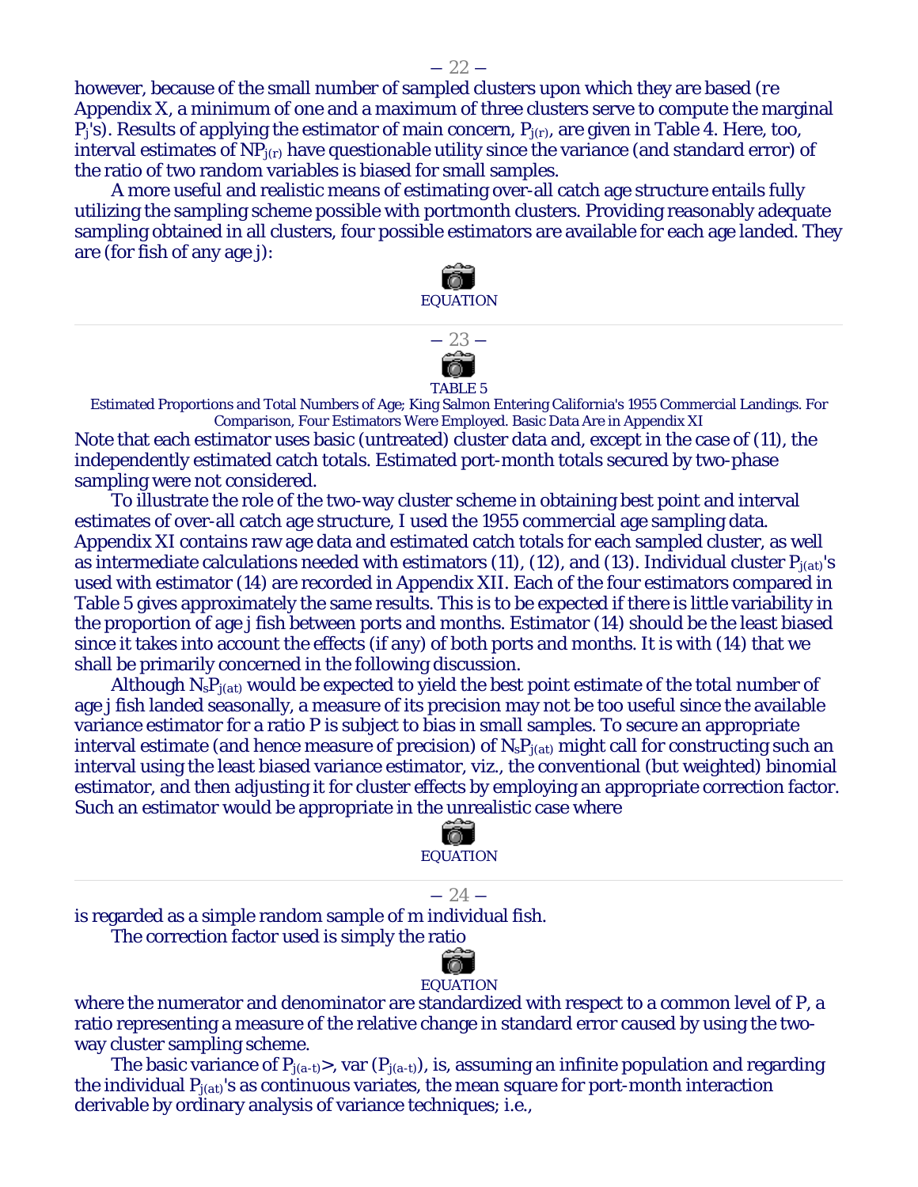however, because of the small number of sampled clusters upon which they are based (re Appendix X, a minimum of one and a maximum of three clusters serve to compute the marginal $P_j$'s). Results of applying the estimator of main concern, $P_{j(r)}$, are given in Table 4. Here, too, interval estimates of $NP_{j(r)}$ have questionable utility since the variance (and standard error) of the ratio of two random variables is biased for small samples.

A more useful and realistic means of estimating over-all catch age structure entails fully utilizing the sampling scheme possible with portmonth clusters. Providing reasonably adequate sampling obtained in all clusters, four possible estimators are available for each age landed. They are (for fish of any age j):

EQUATION

TABLE 5

Estimated Proportions and Total Numbers of Age; King Salmon Entering California's 1955 Commercial Landings. For Comparison, Four Estimators Were Employed. Basic Data Are in Appendix XI

Note that each estimator uses basic (untreated) cluster data and, except in the case of (11), the independently estimated catch totals. Estimated port-month totals secured by two-phase sampling were not considered.

To illustrate the role of the two-way cluster scheme in obtaining best point and interval estimates of over-all catch age structure, I used the 1955 commercial age sampling data. Appendix XI contains raw age data and estimated catch totals for each sampled cluster, as well as intermediate calculations needed with estimators (11), (12), and (13). Individual cluster $P_{j(at)}$'s used with estimator (14) are recorded in Appendix XII. Each of the four estimators compared in Table 5 gives approximately the same results. This is to be expected if there is little variability in the proportion of age j fish between ports and months. Estimator (14) should be the least biased since it takes into account the effects (if any) of both ports and months. It is with (14) that we shall be primarily concerned in the following discussion.

Although $N_sP_{j(at)}$ would be expected to yield the best point estimate of the total number of age j fish landed seasonally, a measure of its precision may not be too useful since the available variance estimator for a ratio P is subject to bias in small samples. To secure an appropriate interval estimate (and hence measure of precision) of $N_sP_{j(at)}$ might call for constructing such an interval using the least biased variance estimator, viz., the conventional (but weighted) binomial estimator, and then adjusting it for cluster effects by employing an appropriate correction factor. Such an estimator would be appropriate in the unrealistic case where

EQUATION

is regarded as a simple random sample of m individual fish.

The correction factor used is simply the ratio

EQUATION

where the numerator and denominator are standardized with respect to a common level of P, a ratio representing a measure of the relative change in standard error caused by using the two-way cluster sampling scheme.

The basic variance of $P_{j(a-t)}$>, var ($P_{j(a-t)}$), is, assuming an infinite population and regarding the individual $P_{j(at)}$'s as continuous variates, the mean square for port-month interaction derivable by ordinary analysis of variance techniques; i.e.,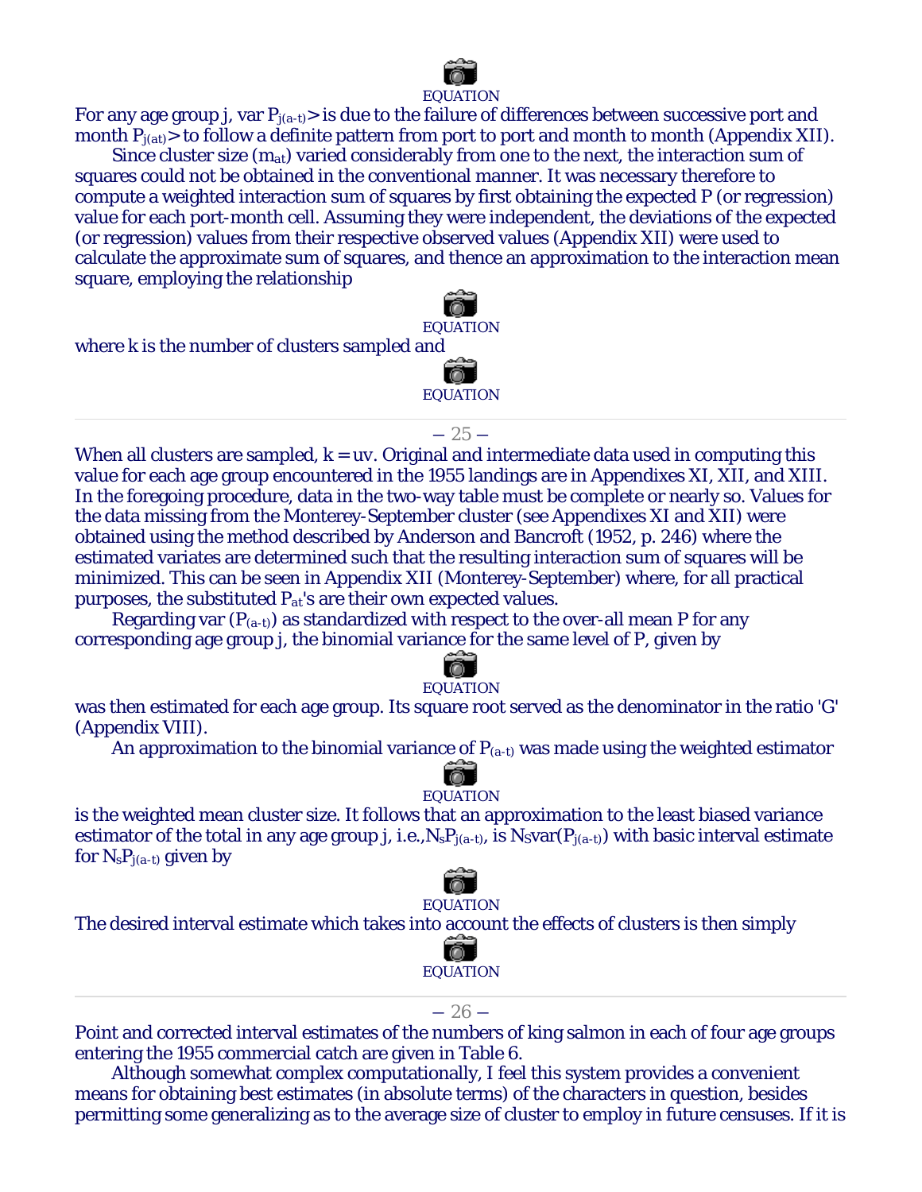EQUATION

For any age group j, var $P_{j(a-t)}$> is due to the failure of differences between successive port and month $P_{j(at)}$> to follow a definite pattern from port to port and month to month (Appendix XII).

Since cluster size ($m_{at}$) varied considerably from one to the next, the interaction sum of squares could not be obtained in the conventional manner. It was necessary therefore to compute a weighted interaction sum of squares by first obtaining the expected P (or regression) value for each port-month cell. Assuming they were independent, the deviations of the expected (or regression) values from their respective observed values (Appendix XII) were used to calculate the approximate sum of squares, and thence an approximation to the interaction mean square, employing the relationship

EQUATION

where k is the number of clusters sampled and

EQUATION

When all clusters are sampled, k = uv. Original and intermediate data used in computing this value for each age group encountered in the 1955 landings are in Appendixes XI, XII, and XIII. In the foregoing procedure, data in the two-way table must be complete or nearly so. Values for the data missing from the Monterey-September cluster (see Appendixes XI and XII) were obtained using the method described by Anderson and Bancroft (1952, p. 246) where the estimated variates are determined such that the resulting interaction sum of squares will be minimized. This can be seen in Appendix XII (Monterey-September) where, for all practical purposes, the substituted $P_{at}$'s are their own expected values.

Regarding var ($P_{(a-t)}$) as standardized with respect to the over-all mean P for any corresponding age group j, the binomial variance for the same level of P, given by

EQUATION

was then estimated for each age group. Its square root served as the denominator in the ratio 'G' (Appendix VIII).

An approximation to the binomial variance of $P_{(a-t)}$ was made using the weighted estimator

EQUATION

is the weighted mean cluster size. It follows that an approximation to the least biased variance estimator of the total in any age group j, i.e.,$N_sP_{j(a-t)}$, is $N_S$var($P_{j(a-t)}$) with basic interval estimate for $N_sP_{j(a-t)}$ given by

EQUATION

The desired interval estimate which takes into account the effects of clusters is then simply

EQUATION

Point and corrected interval estimates of the numbers of king salmon in each of four age groups entering the 1955 commercial catch are given in Table 6.

Although somewhat complex computationally, I feel this system provides a convenient means for obtaining best estimates (in absolute terms) of the characters in question, besides permitting some generalizing as to the average size of cluster to employ in future censuses. If it is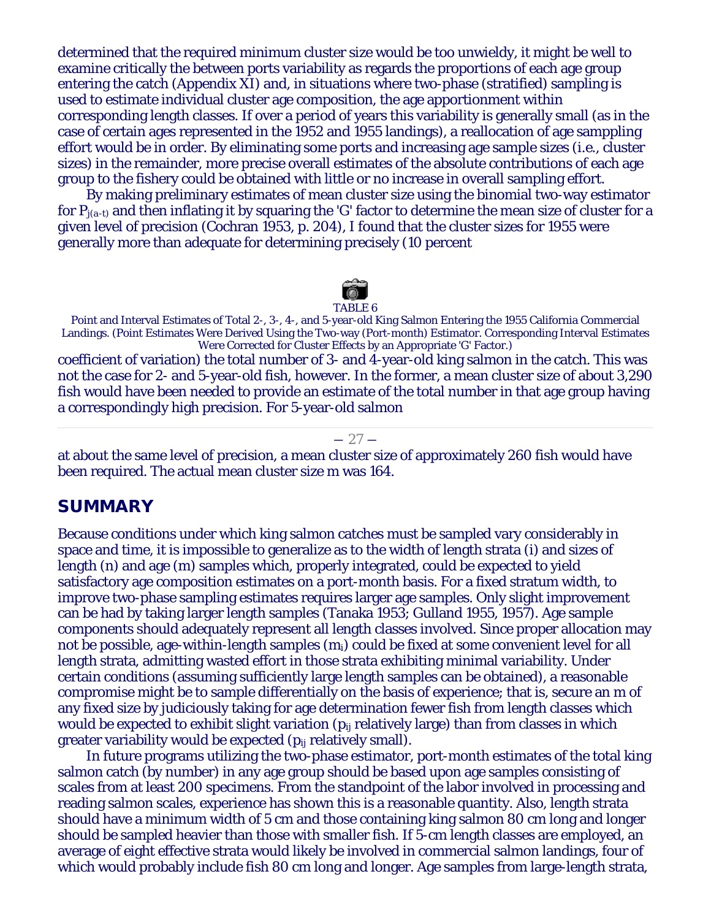determined that the required minimum cluster size would be too unwieldy, it might be well to examine critically the between ports variability as regards the proportions of each age group entering the catch (Appendix XI) and, in situations where two-phase (stratified) sampling is used to estimate individual cluster age composition, the age apportionment within corresponding length classes. If over a period of years this variability is generally small (as in the case of certain ages represented in the 1952 and 1955 landings), a reallocation of age samppling effort would be in order. By eliminating some ports and increasing age sample sizes (i.e., cluster sizes) in the remainder, more precise overall estimates of the absolute contributions of each age group to the fishery could be obtained with little or no increase in overall sampling effort.

By making preliminary estimates of mean cluster size using the binomial two-way estimator for $P_{j(a-t)}$ and then inflating it by squaring the 'G' factor to determine the mean size of cluster for a given level of precision (Cochran 1953, p. 204), I found that the cluster sizes for 1955 were generally more than adequate for determining precisely (10 percent

TABLE 6

Point and Interval Estimates of Total 2-, 3-, 4-, and 5-year-old King Salmon Entering the 1955 California Commercial Landings. (Point Estimates Were Derived Using the Two-way (Port-month) Estimator. Corresponding Interval Estimates Were Corrected for Cluster Effects by an Appropriate 'G' Factor.)

coefficient of variation) the total number of 3- and 4-year-old king salmon in the catch. This was not the case for 2- and 5-year-old fish, however. In the former, a mean cluster size of about 3,290 fish would have been needed to provide an estimate of the total number in that age group having a correspondingly high precision. For 5-year-old salmon at about the same level of precision, a mean cluster size of approximately 260 fish would have been required. The actual mean cluster size m was 164.

## SUMMARY

Because conditions under which king salmon catches must be sampled vary considerably in space and time, it is impossible to generalize as to the width of length strata (i) and sizes of length (n) and age (m) samples which, properly integrated, could be expected to yield satisfactory age composition estimates on a port-month basis. For a fixed stratum width, to improve two-phase sampling estimates requires larger age samples. Only slight improvement can be had by taking larger length samples (Tanaka 1953; Gulland 1955, 1957). Age sample components should adequately represent all length classes involved. Since proper allocation may not be possible, age-within-length samples ($m_i$) could be fixed at some convenient level for all length strata, admitting wasted effort in those strata exhibiting minimal variability. Under certain conditions (assuming sufficiently large length samples can be obtained), a reasonable compromise might be to sample differentially on the basis of experience; that is, secure an m of any fixed size by judiciously taking for age determination fewer fish from length classes which would be expected to exhibit slight variation ($p_{ij}$ relatively large) than from classes in which greater variability would be expected ($p_{ij}$ relatively small).

In future programs utilizing the two-phase estimator, port-month estimates of the total king salmon catch (by number) in any age group should be based upon age samples consisting of scales from at least 200 specimens. From the standpoint of the labor involved in processing and reading salmon scales, experience has shown this is a reasonable quantity. Also, length strata should have a minimum width of 5 cm and those containing king salmon 80 cm long and longer should be sampled heavier than those with smaller fish. If 5-cm length classes are employed, an average of eight effective strata would likely be involved in commercial salmon landings, four of which would probably include fish 80 cm long and longer. Age samples from large-length strata,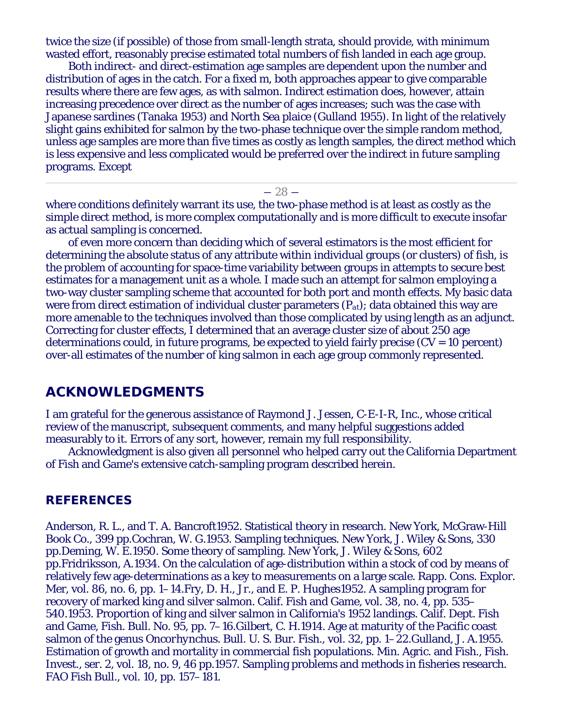twice the size (if possible) of those from small-length strata, should provide, with minimum wasted effort, reasonably precise estimated total numbers of fish landed in each age group.

Both indirect- and direct-estimation age samples are dependent upon the number and distribution of ages in the catch. For a fixed m, both approaches appear to give comparable results where there are few ages, as with salmon. Indirect estimation does, however, attain increasing precedence over direct as the number of ages increases; such was the case with Japanese sardines (Tanaka 1953) and North Sea plaice (Gulland 1955). In light of the relatively slight gains exhibited for salmon by the two-phase technique over the simple random method, unless age samples are more than five times as costly as length samples, the direct method which is less expensive and less complicated would be preferred over the indirect in future sampling programs. Except where conditions definitely warrant its use, the two-phase method is at least as costly as the simple direct method, is more complex computationally and is more difficult to execute insofar as actual sampling is concerned.

of even more concern than deciding which of several estimators is the most efficient for determining the absolute status of any attribute within individual groups (or clusters) of fish, is the problem of accounting for space-time variability between groups in attempts to secure best estimates for a management unit as a whole. I made such an attempt for salmon employing a two-way cluster sampling scheme that accounted for both port and month effects. My basic data were from direct estimation of individual cluster parameters ($P_{at}$); data obtained this way are more amenable to the techniques involved than those complicated by using length as an adjunct. Correcting for cluster effects, I determined that an average cluster size of about 250 age determinations could, in future programs, be expected to yield fairly precise (CV = 10 percent) over-all estimates of the number of king salmon in each age group commonly represented.

## ACKNOWLEDGMENTS

I am grateful for the generous assistance of Raymond J. Jessen, C-E-I-R, Inc., whose critical review of the manuscript, subsequent comments, and many helpful suggestions added measurably to it. Errors of any sort, however, remain my full responsibility.

Acknowledgment is also given all personnel who helped carry out the California Department of Fish and Game's extensive catch-sampling program described herein.

## REFERENCES

Anderson, R. L., and T. A. Bancroft 1952. Statistical theory in research. New York, McGraw-Hill Book Co., 399 pp.

Cochran, W. G. 1953. Sampling techniques. New York, J. Wiley & Sons, 330 pp.

Deming, W. E. 1950. Some theory of sampling. New York, J. Wiley & Sons, 602 pp.

Fridriksson, A. 1934. On the calculation of age-distribution within a stock of cod by means of relatively few age-determinations as a key to measurements on a large scale. Rapp. Cons. Explor. Mer, vol. 86, no. 6, pp. 1–14.

Fry, D. H., Jr., and E. P. Hughes 1952. A sampling program for recovery of marked king and silver salmon. Calif. Fish and Game, vol. 38, no. 4, pp. 535–540.

1953. Proportion of king and silver salmon in California's 1952 landings. Calif. Dept. Fish and Game, Fish. Bull. No. 95, pp. 7–16.

Gilbert, C. H. 1914. Age at maturity of the Pacific coast salmon of the genus *Oncorhynchus*. Bull. U. S. Bur. Fish., vol. 32, pp. 1–22.

Gulland, J. A. 1955. Estimation of growth and mortality in commercial fish populations. Min. Agric. and Fish., Fish. Invest., ser. 2, vol. 18, no. 9, 46 pp.

1957. Sampling problems and methods in fisheries research. FAO Fish Bull., vol. 10, pp. 157–181.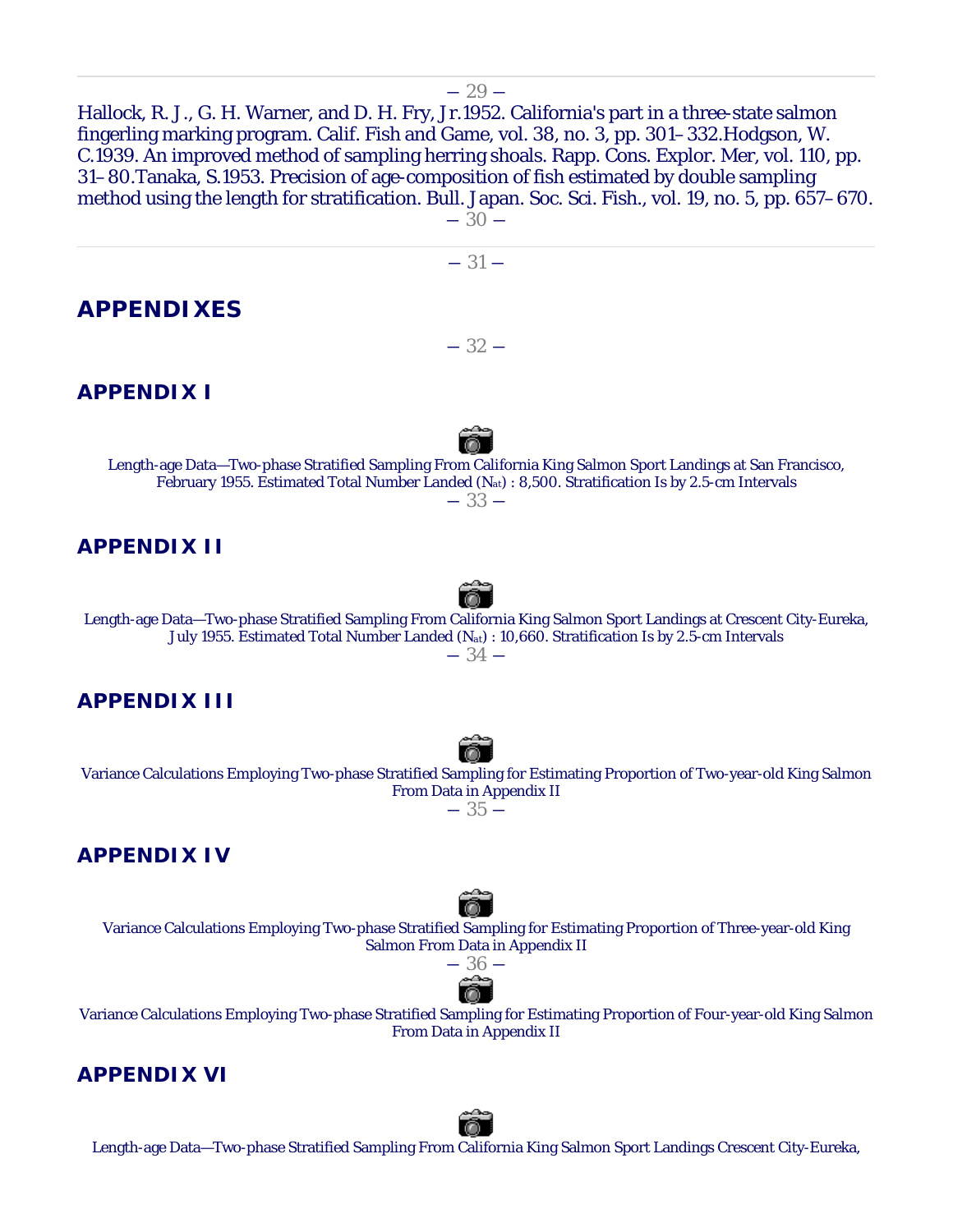Hallock, R. J., G. H. Warner, and D. H. Fry, Jr. 1952. California's part in a three-state salmon fingerling marking program. Calif. Fish and Game, vol. 38, no. 3, pp. 301–332.

Hodgson, W. C. 1939. An improved method of sampling herring shoals. Rapp. Cons. Explor. Mer, vol. 110, pp. 31–80.

Tanaka, S. 1953. Precision of age-composition of fish estimated by double sampling method using the length for stratification. Bull. Japan. Soc. Sci. Fish., vol. 19, no. 5, pp. 657–670.

# APPENDIXES

## APPENDIX I

Length-age Data—Two-phase Stratified Sampling From California King Salmon Sport Landings at San Francisco, February 1955. Estimated Total Number Landed ($N_{at}$) : 8,500. Stratification Is by 2.5-cm Intervals

## APPENDIX II

Length-age Data—Two-phase Stratified Sampling From California King Salmon Sport Landings at Crescent City-Eureka, July 1955. Estimated Total Number Landed ($N_{at}$) : 10,660. Stratification Is by 2.5-cm Intervals

## APPENDIX III

Variance Calculations Employing Two-phase Stratified Sampling for Estimating Proportion of Two-year-old King Salmon From Data in Appendix II

## APPENDIX IV

Variance Calculations Employing Two-phase Stratified Sampling for Estimating Proportion of Three-year-old King Salmon From Data in Appendix II

Variance Calculations Employing Two-phase Stratified Sampling for Estimating Proportion of Four-year-old King Salmon From Data in Appendix II

## APPENDIX VI

Length-age Data—Two-phase Stratified Sampling From California King Salmon Sport Landings Crescent City-Eureka,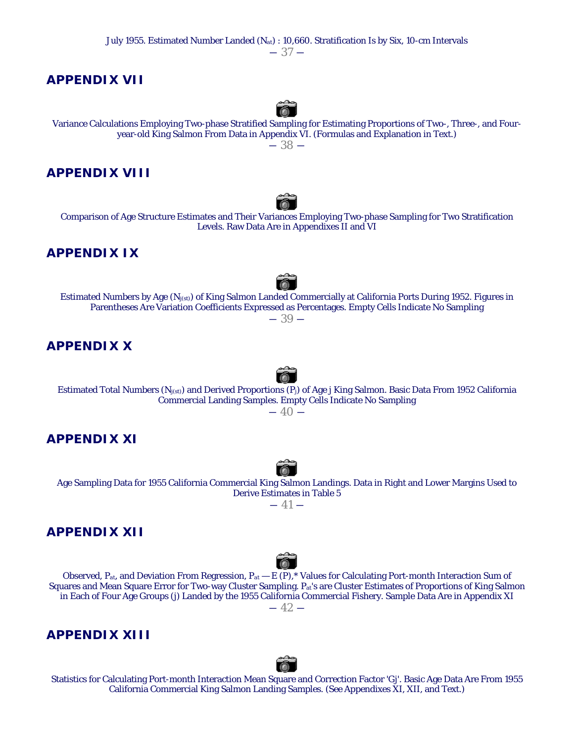July 1955. Estimated Number Landed ($N_{at}$) : 10,660. Stratification Is by Six, 10-cm Intervals

## APPENDIX VII

Variance Calculations Employing Two-phase Stratified Sampling for Estimating Proportions of Two-, Three-, and Four-year-old King Salmon From Data in Appendix VI. (Formulas and Explanation in Text.)

## APPENDIX VIII

Comparison of Age Structure Estimates and Their Variances Employing Two-phase Sampling for Two Stratification Levels. Raw Data Are in Appendixes II and VI

## APPENDIX IX

Estimated Numbers by Age ($N_{j(st)}$) of King Salmon Landed Commercially at California Ports During 1952. Figures in Parentheses Are Variation Coefficients Expressed as Percentages. Empty Cells Indicate No Sampling

## APPENDIX X

Estimated Total Numbers ($N_{j(st)}$) and Derived Proportions ($P_j$) of Age j King Salmon. Basic Data From 1952 California Commercial Landing Samples. Empty Cells Indicate No Sampling

## APPENDIX XI

Age Sampling Data for 1955 California Commercial King Salmon Landings. Data in Right and Lower Margins Used to Derive Estimates in Table 5

## APPENDIX XII

Observed, $P_{at}$, and Deviation From Regression, $P_{at} - E(P)$,* Values for Calculating Port-month Interaction Sum of Squares and Mean Square Error for Two-way Cluster Sampling. $P_{at}$'s are Cluster Estimates of Proportions of King Salmon in Each of Four Age Groups (j) Landed by the 1955 California Commercial Fishery. Sample Data Are in Appendix XI

## APPENDIX XIII

Statistics for Calculating Port-month Interaction Mean Square and Correction Factor 'Gj'. Basic Age Data Are From 1955 California Commercial King Salmon Landing Samples. (See Appendixes XI, XII, and Text.)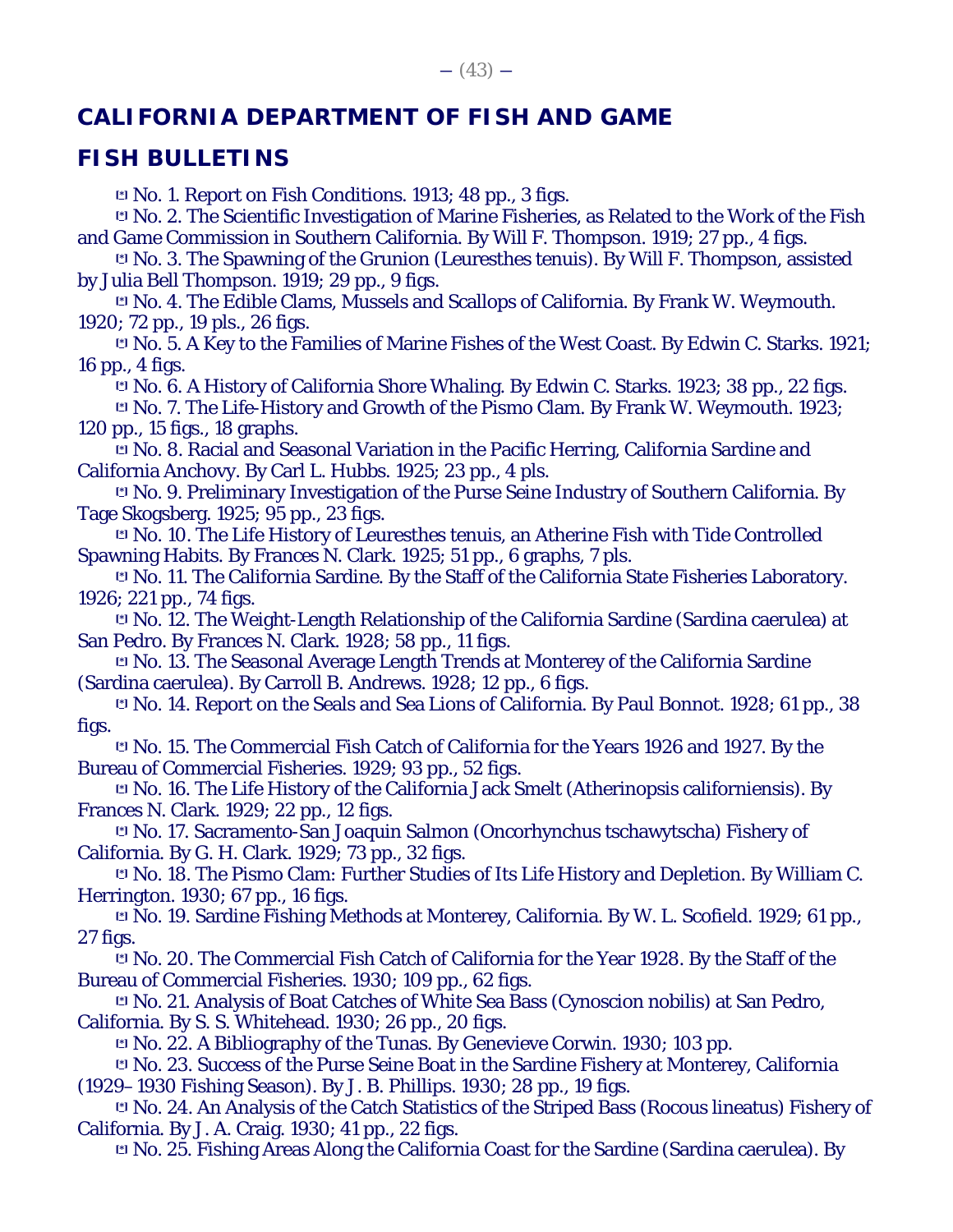# CALIFORNIA DEPARTMENT OF FISH AND GAME

## FISH BULLETINS

No. 1. Report on Fish Conditions. 1913; 48 pp., 3 figs.

No. 2. The Scientific Investigation of Marine Fisheries, as Related to the Work of the Fish and Game Commission in Southern California. By Will F. Thompson. 1919; 27 pp., 4 figs.

No. 3. The Spawning of the Grunion (Leuresthes tenuis). By Will F. Thompson, assisted by Julia Bell Thompson. 1919; 29 pp., 9 figs.

No. 4. The Edible Clams, Mussels and Scallops of California. By Frank W. Weymouth. 1920; 72 pp., 19 pls., 26 figs.

No. 5. A Key to the Families of Marine Fishes of the West Coast. By Edwin C. Starks. 1921; 16 pp., 4 figs.

No. 6. A History of California Shore Whaling. By Edwin C. Starks. 1923; 38 pp., 22 figs.

No. 7. The Life-History and Growth of the Pismo Clam. By Frank W. Weymouth. 1923; 120 pp., 15 figs., 18 graphs.

No. 8. Racial and Seasonal Variation in the Pacific Herring, California Sardine and California Anchovy. By Carl L. Hubbs. 1925; 23 pp., 4 pls.

No. 9. Preliminary Investigation of the Purse Seine Industry of Southern California. By Tage Skogsberg. 1925; 95 pp., 23 figs.

No. 10. The Life History of Leuresthes tenuis, an Atherine Fish with Tide Controlled Spawning Habits. By Frances N. Clark. 1925; 51 pp., 6 graphs, 7 pls.

No. 11. The California Sardine. By the Staff of the California State Fisheries Laboratory. 1926; 221 pp., 74 figs.

No. 12. The Weight-Length Relationship of the California Sardine (Sardina caerulea) at San Pedro. By Frances N. Clark. 1928; 58 pp., 11 figs.

No. 13. The Seasonal Average Length Trends at Monterey of the California Sardine (Sardina caerulea). By Carroll B. Andrews. 1928; 12 pp., 6 figs.

No. 14. Report on the Seals and Sea Lions of California. By Paul Bonnot. 1928; 61 pp., 38 figs.

No. 15. The Commercial Fish Catch of California for the Years 1926 and 1927. By the Bureau of Commercial Fisheries. 1929; 93 pp., 52 figs.

No. 16. The Life History of the California Jack Smelt (Atherinopsis californiensis). By Frances N. Clark. 1929; 22 pp., 12 figs.

No. 17. Sacramento-San Joaquin Salmon (Oncorhynchus tschawytscha) Fishery of California. By G. H. Clark. 1929; 73 pp., 32 figs.

No. 18. The Pismo Clam: Further Studies of Its Life History and Depletion. By William C. Herrington. 1930; 67 pp., 16 figs.

No. 19. Sardine Fishing Methods at Monterey, California. By W. L. Scofield. 1929; 61 pp., 27 figs.

No. 20. The Commercial Fish Catch of California for the Year 1928. By the Staff of the Bureau of Commercial Fisheries. 1930; 109 pp., 62 figs.

No. 21. Analysis of Boat Catches of White Sea Bass (Cynoscion nobilis) at San Pedro, California. By S. S. Whitehead. 1930; 26 pp., 20 figs.

No. 22. A Bibliography of the Tunas. By Genevieve Corwin. 1930; 103 pp.

No. 23. Success of the Purse Seine Boat in the Sardine Fishery at Monterey, California (1929–1930 Fishing Season). By J. B. Phillips. 1930; 28 pp., 19 figs.

No. 24. An Analysis of the Catch Statistics of the Striped Bass (Rocous lineatus) Fishery of California. By J. A. Craig. 1930; 41 pp., 22 figs.

No. 25. Fishing Areas Along the California Coast for the Sardine (Sardina caerulea). By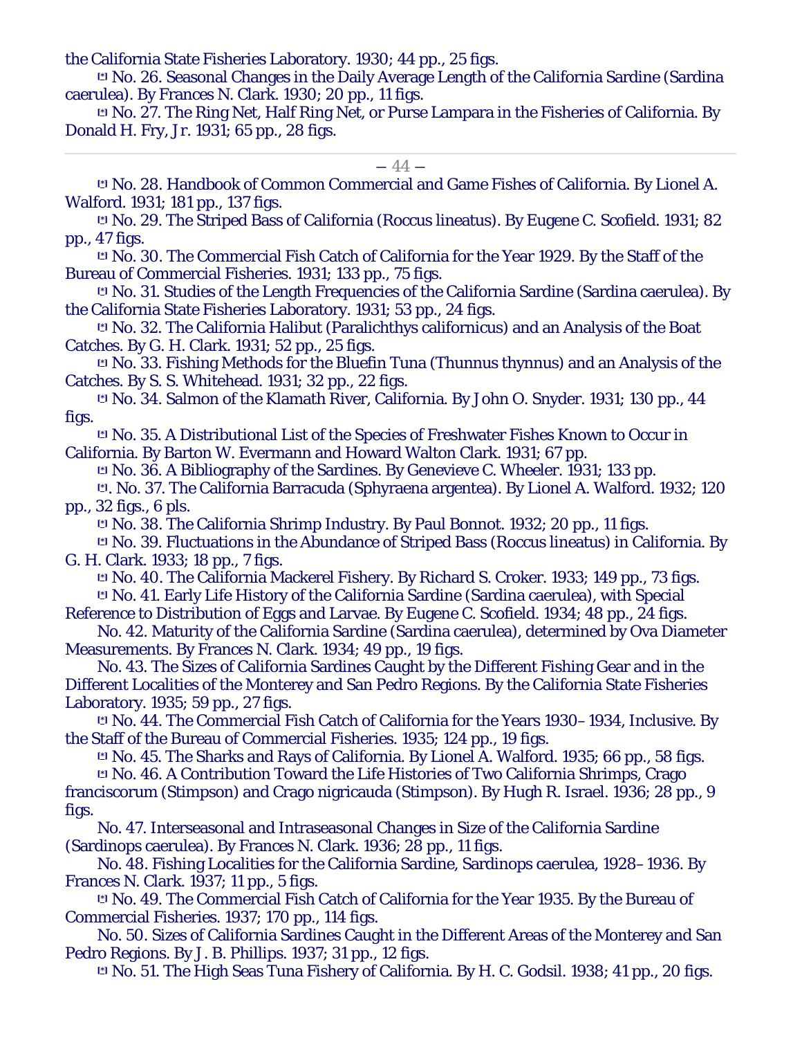the California State Fisheries Laboratory. 1930; 44 pp., 25 figs.

No. 26. Seasonal Changes in the Daily Average Length of the California Sardine (Sardina caerulea). By Frances N. Clark. 1930; 20 pp., 11 figs.

No. 27. The Ring Net, Half Ring Net, or Purse Lampara in the Fisheries of California. By Donald H. Fry, Jr. 1931; 65 pp., 28 figs.

---

No. 28. Handbook of Common Commercial and Game Fishes of California. By Lionel A. Walford. 1931; 181 pp., 137 figs.

No. 29. The Striped Bass of California (Roccus lineatus). By Eugene C. Scofield. 1931; 82 pp., 47 figs.

No. 30. The Commercial Fish Catch of California for the Year 1929. By the Staff of the Bureau of Commercial Fisheries. 1931; 133 pp., 75 figs.

No. 31. Studies of the Length Frequencies of the California Sardine (Sardina caerulea). By the California State Fisheries Laboratory. 1931; 53 pp., 24 figs.

No. 32. The California Halibut (Paralichthys californicus) and an Analysis of the Boat Catches. By G. H. Clark. 1931; 52 pp., 25 figs.

No. 33. Fishing Methods for the Bluefin Tuna (Thunnus thynnus) and an Analysis of the Catches. By S. S. Whitehead. 1931; 32 pp., 22 figs.

No. 34. Salmon of the Klamath River, California. By John O. Snyder. 1931; 130 pp., 44 figs.

No. 35. A Distributional List of the Species of Freshwater Fishes Known to Occur in California. By Barton W. Evermann and Howard Walton Clark. 1931; 67 pp.

No. 36. A Bibliography of the Sardines. By Genevieve C. Wheeler. 1931; 133 pp.

. No. 37. The California Barracuda (Sphyraena argentea). By Lionel A. Walford. 1932; 120 pp., 32 figs., 6 pls.

No. 38. The California Shrimp Industry. By Paul Bonnot. 1932; 20 pp., 11 figs.

No. 39. Fluctuations in the Abundance of Striped Bass (Roccus lineatus) in California. By G. H. Clark. 1933; 18 pp., 7 figs.

No. 40. The California Mackerel Fishery. By Richard S. Croker. 1933; 149 pp., 73 figs.

No. 41. Early Life History of the California Sardine (Sardina caerulea), with Special Reference to Distribution of Eggs and Larvae. By Eugene C. Scofield. 1934; 48 pp., 24 figs.

No. 42. Maturity of the California Sardine (Sardina caerulea), determined by Ova Diameter Measurements. By Frances N. Clark. 1934; 49 pp., 19 figs.

No. 43. The Sizes of California Sardines Caught by the Different Fishing Gear and in the Different Localities of the Monterey and San Pedro Regions. By the California State Fisheries Laboratory. 1935; 59 pp., 27 figs.

No. 44. The Commercial Fish Catch of California for the Years 1930–1934, Inclusive. By the Staff of the Bureau of Commercial Fisheries. 1935; 124 pp., 19 figs.

No. 45. The Sharks and Rays of California. By Lionel A. Walford. 1935; 66 pp., 58 figs.

No. 46. A Contribution Toward the Life Histories of Two California Shrimps, Crago franciscorum (Stimpson) and Crago nigricauda (Stimpson). By Hugh R. Israel. 1936; 28 pp., 9 figs.

No. 47. Interseasonal and Intraseasonal Changes in Size of the California Sardine (Sardinops caerulea). By Frances N. Clark. 1936; 28 pp., 11 figs.

No. 48. Fishing Localities for the California Sardine, Sardinops caerulea, 1928–1936. By Frances N. Clark. 1937; 11 pp., 5 figs.

No. 49. The Commercial Fish Catch of California for the Year 1935. By the Bureau of Commercial Fisheries. 1937; 170 pp., 114 figs.

No. 50. Sizes of California Sardines Caught in the Different Areas of the Monterey and San Pedro Regions. By J. B. Phillips. 1937; 31 pp., 12 figs.

No. 51. The High Seas Tuna Fishery of California. By H. C. Godsil. 1938; 41 pp., 20 figs.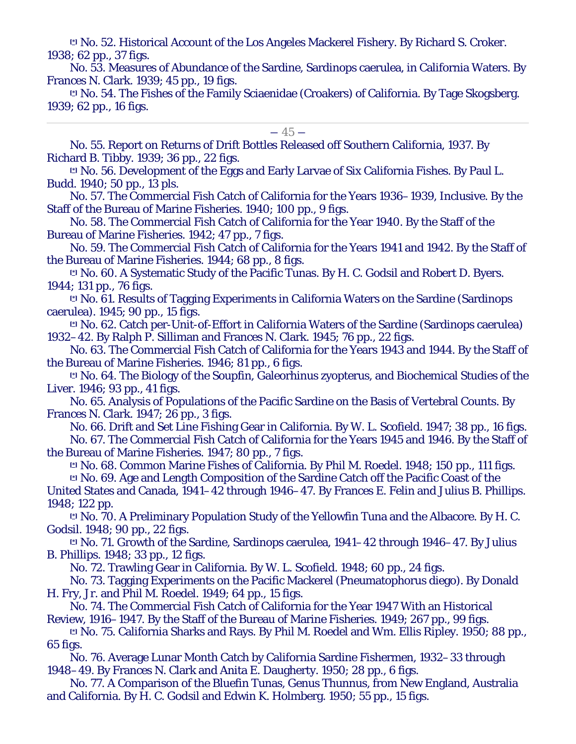[*] No. 52. Historical Account of the Los Angeles Mackerel Fishery. By Richard S. Croker. 1938; 62 pp., 37 figs.

No. 53. Measures of Abundance of the Sardine, Sardinops caerulea, in California Waters. By Frances N. Clark. 1939; 45 pp., 19 figs.

[*] No. 54. The Fishes of the Family Sciaenidae (Croakers) of California. By Tage Skogsberg. 1939; 62 pp., 16 figs.

---

No. 55. Report on Returns of Drift Bottles Released off Southern California, 1937. By Richard B. Tibby. 1939; 36 pp., 22 figs.

[*] No. 56. Development of the Eggs and Early Larvae of Six California Fishes. By Paul L. Budd. 1940; 50 pp., 13 pls.

No. 57. The Commercial Fish Catch of California for the Years 1936–1939, Inclusive. By the Staff of the Bureau of Marine Fisheries. 1940; 100 pp., 9 figs.

No. 58. The Commercial Fish Catch of California for the Year 1940. By the Staff of the Bureau of Marine Fisheries. 1942; 47 pp., 7 figs.

No. 59. The Commercial Fish Catch of California for the Years 1941 and 1942. By the Staff of the Bureau of Marine Fisheries. 1944; 68 pp., 8 figs.

[*] No. 60. A Systematic Study of the Pacific Tunas. By H. C. Godsil and Robert D. Byers. 1944; 131 pp., 76 figs.

[*] No. 61. Results of Tagging Experiments in California Waters on the Sardine (Sardinops caerulea). 1945; 90 pp., 15 figs.

[*] No. 62. Catch per-Unit-of-Effort in California Waters of the Sardine (Sardinops caerulea) 1932–42. By Ralph P. Silliman and Frances N. Clark. 1945; 76 pp., 22 figs.

No. 63. The Commercial Fish Catch of California for the Years 1943 and 1944. By the Staff of the Bureau of Marine Fisheries. 1946; 81 pp., 6 figs.

[*] No. 64. The Biology of the Soupfin, Galeorhinus zyopterus, and Biochemical Studies of the Liver. 1946; 93 pp., 41 figs.

No. 65. Analysis of Populations of the Pacific Sardine on the Basis of Vertebral Counts. By Frances N. Clark. 1947; 26 pp., 3 figs.

No. 66. Drift and Set Line Fishing Gear in California. By W. L. Scofield. 1947; 38 pp., 16 figs.

No. 67. The Commercial Fish Catch of California for the Years 1945 and 1946. By the Staff of the Bureau of Marine Fisheries. 1947; 80 pp., 7 figs.

[*] No. 68. Common Marine Fishes of California. By Phil M. Roedel. 1948; 150 pp., 111 figs.

[*] No. 69. Age and Length Composition of the Sardine Catch off the Pacific Coast of the United States and Canada, 1941–42 through 1946–47. By Frances E. Felin and Julius B. Phillips. 1948; 122 pp.

[*] No. 70. A Preliminary Population Study of the Yellowfin Tuna and the Albacore. By H. C. Godsil. 1948; 90 pp., 22 figs.

[*] No. 71. Growth of the Sardine, Sardinops caerulea, 1941–42 through 1946–47. By Julius B. Phillips. 1948; 33 pp., 12 figs.

No. 72. Trawling Gear in California. By W. L. Scofield. 1948; 60 pp., 24 figs.

No. 73. Tagging Experiments on the Pacific Mackerel (Pneumatophorus diego). By Donald H. Fry, Jr. and Phil M. Roedel. 1949; 64 pp., 15 figs.

No. 74. The Commercial Fish Catch of California for the Year 1947 With an Historical Review, 1916–1947. By the Staff of the Bureau of Marine Fisheries. 1949; 267 pp., 99 figs.

[*] No. 75. California Sharks and Rays. By Phil M. Roedel and Wm. Ellis Ripley. 1950; 88 pp., 65 figs.

No. 76. Average Lunar Month Catch by California Sardine Fishermen, 1932–33 through 1948–49. By Frances N. Clark and Anita E. Daugherty. 1950; 28 pp., 6 figs.

No. 77. A Comparison of the Bluefin Tunas, Genus Thunnus, from New England, Australia and California. By H. C. Godsil and Edwin K. Holmberg. 1950; 55 pp., 15 figs.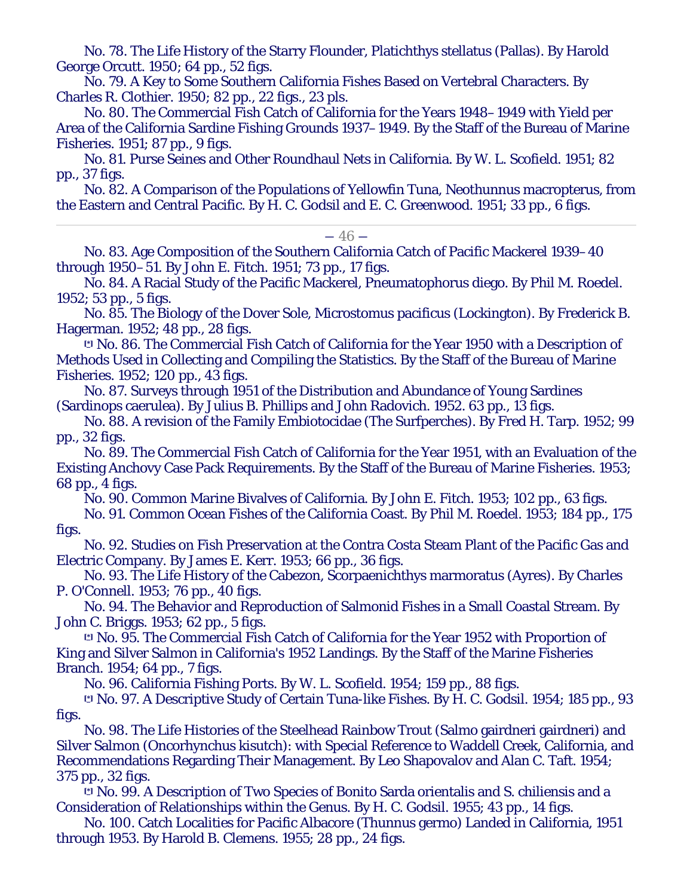No. 78. The Life History of the Starry Flounder, Platichthys stellatus (Pallas). By Harold George Orcutt. 1950; 64 pp., 52 figs.

No. 79. A Key to Some Southern California Fishes Based on Vertebral Characters. By Charles R. Clothier. 1950; 82 pp., 22 figs., 23 pls.

No. 80. The Commercial Fish Catch of California for the Years 1948–1949 with Yield per Area of the California Sardine Fishing Grounds 1937–1949. By the Staff of the Bureau of Marine Fisheries. 1951; 87 pp., 9 figs.

No. 81. Purse Seines and Other Roundhaul Nets in California. By W. L. Scofield. 1951; 82 pp., 37 figs.

No. 82. A Comparison of the Populations of Yellowfin Tuna, Neothunnus macropterus, from the Eastern and Central Pacific. By H. C. Godsil and E. C. Greenwood. 1951; 33 pp., 6 figs.

No. 83. Age Composition of the Southern California Catch of Pacific Mackerel 1939–40 through 1950–51. By John E. Fitch. 1951; 73 pp., 17 figs.

No. 84. A Racial Study of the Pacific Mackerel, Pneumatophorus diego. By Phil M. Roedel. 1952; 53 pp., 5 figs.

No. 85. The Biology of the Dover Sole, Microstomus pacificus (Lockington). By Frederick B. Hagerman. 1952; 48 pp., 28 figs.

[*] No. 86. The Commercial Fish Catch of California for the Year 1950 with a Description of Methods Used in Collecting and Compiling the Statistics. By the Staff of the Bureau of Marine Fisheries. 1952; 120 pp., 43 figs.

No. 87. Surveys through 1951 of the Distribution and Abundance of Young Sardines (Sardinops caerulea). By Julius B. Phillips and John Radovich. 1952. 63 pp., 13 figs.

No. 88. A revision of the Family Embiotocidae (The Surfperches). By Fred H. Tarp. 1952; 99 pp., 32 figs.

No. 89. The Commercial Fish Catch of California for the Year 1951, with an Evaluation of the Existing Anchovy Case Pack Requirements. By the Staff of the Bureau of Marine Fisheries. 1953; 68 pp., 4 figs.

No. 90. Common Marine Bivalves of California. By John E. Fitch. 1953; 102 pp., 63 figs.

No. 91. Common Ocean Fishes of the California Coast. By Phil M. Roedel. 1953; 184 pp., 175 figs.

No. 92. Studies on Fish Preservation at the Contra Costa Steam Plant of the Pacific Gas and Electric Company. By James E. Kerr. 1953; 66 pp., 36 figs.

No. 93. The Life History of the Cabezon, Scorpaenichthys marmoratus (Ayres). By Charles P. O'Connell. 1953; 76 pp., 40 figs.

No. 94. The Behavior and Reproduction of Salmonid Fishes in a Small Coastal Stream. By John C. Briggs. 1953; 62 pp., 5 figs.

[*] No. 95. The Commercial Fish Catch of California for the Year 1952 with Proportion of King and Silver Salmon in California's 1952 Landings. By the Staff of the Marine Fisheries Branch. 1954; 64 pp., 7 figs.

No. 96. California Fishing Ports. By W. L. Scofield. 1954; 159 pp., 88 figs.

[*] No. 97. A Descriptive Study of Certain Tuna-like Fishes. By H. C. Godsil. 1954; 185 pp., 93 figs.

No. 98. The Life Histories of the Steelhead Rainbow Trout (Salmo gairdneri gairdneri) and Silver Salmon (Oncorhynchus kisutch): with Special Reference to Waddell Creek, California, and Recommendations Regarding Their Management. By Leo Shapovalov and Alan C. Taft. 1954; 375 pp., 32 figs.

[*] No. 99. A Description of Two Species of Bonito Sarda orientalis and S. chiliensis and a Consideration of Relationships within the Genus. By H. C. Godsil. 1955; 43 pp., 14 figs.

No. 100. Catch Localities for Pacific Albacore (Thunnus germo) Landed in California, 1951 through 1953. By Harold B. Clemens. 1955; 28 pp., 24 figs.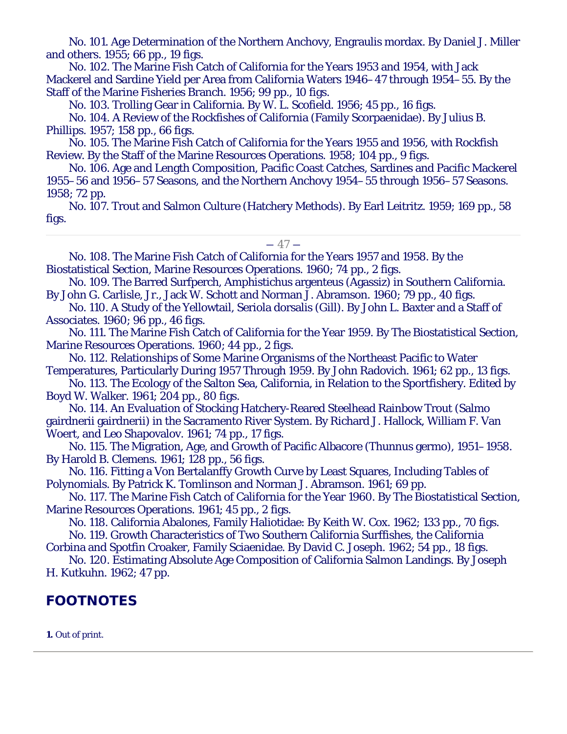No. 101. Age Determination of the Northern Anchovy, Engraulis mordax. By Daniel J. Miller and others. 1955; 66 pp., 19 figs.

No. 102. The Marine Fish Catch of California for the Years 1953 and 1954, with Jack Mackerel and Sardine Yield per Area from California Waters 1946–47 through 1954–55. By the Staff of the Marine Fisheries Branch. 1956; 99 pp., 10 figs.

No. 103. Trolling Gear in California. By W. L. Scofield. 1956; 45 pp., 16 figs.

No. 104. A Review of the Rockfishes of California (Family Scorpaenidae). By Julius B. Phillips. 1957; 158 pp., 66 figs.

No. 105. The Marine Fish Catch of California for the Years 1955 and 1956, with Rockfish Review. By the Staff of the Marine Resources Operations. 1958; 104 pp., 9 figs.

No. 106. Age and Length Composition, Pacific Coast Catches, Sardines and Pacific Mackerel 1955–56 and 1956–57 Seasons, and the Northern Anchovy 1954–55 through 1956–57 Seasons. 1958; 72 pp.

No. 107. Trout and Salmon Culture (Hatchery Methods). By Earl Leitritz. 1959; 169 pp., 58 figs.

No. 108. The Marine Fish Catch of California for the Years 1957 and 1958. By the Biostatistical Section, Marine Resources Operations. 1960; 74 pp., 2 figs.

No. 109. The Barred Surfperch, Amphistichus argenteus (Agassiz) in Southern California. By John G. Carlisle, Jr., Jack W. Schott and Norman J. Abramson. 1960; 79 pp., 40 figs.

No. 110. A Study of the Yellowtail, Seriola dorsalis (Gill). By John L. Baxter and a Staff of Associates. 1960; 96 pp., 46 figs.

No. 111. The Marine Fish Catch of California for the Year 1959. By The Biostatistical Section, Marine Resources Operations. 1960; 44 pp., 2 figs.

No. 112. Relationships of Some Marine Organisms of the Northeast Pacific to Water Temperatures, Particularly During 1957 Through 1959. By John Radovich. 1961; 62 pp., 13 figs.

No. 113. The Ecology of the Salton Sea, California, in Relation to the Sportfishery. Edited by Boyd W. Walker. 1961; 204 pp., 80 figs.

No. 114. An Evaluation of Stocking Hatchery-Reared Steelhead Rainbow Trout (Salmo gairdnerii gairdnerii) in the Sacramento River System. By Richard J. Hallock, William F. Van Woert, and Leo Shapovalov. 1961; 74 pp., 17 figs.

No. 115. The Migration, Age, and Growth of Pacific Albacore (Thunnus germo), 1951–1958. By Harold B. Clemens. 1961; 128 pp., 56 figs.

No. 116. Fitting a Von Bertalanffy Growth Curve by Least Squares, Including Tables of Polynomials. By Patrick K. Tomlinson and Norman J. Abramson. 1961; 69 pp.

No. 117. The Marine Fish Catch of California for the Year 1960. By The Biostatistical Section, Marine Resources Operations. 1961; 45 pp., 2 figs.

No. 118. California Abalones, Family Haliotidae: By Keith W. Cox. 1962; 133 pp., 70 figs.

No. 119. Growth Characteristics of Two Southern California Surffishes, the California Corbina and Spotfin Croaker, Family Sciaenidae. By David C. Joseph. 1962; 54 pp., 18 figs.

No. 120. Estimating Absolute Age Composition of California Salmon Landings. By Joseph H. Kutkuhn. 1962; 47 pp.

## FOOTNOTES

**1.** Out of print.